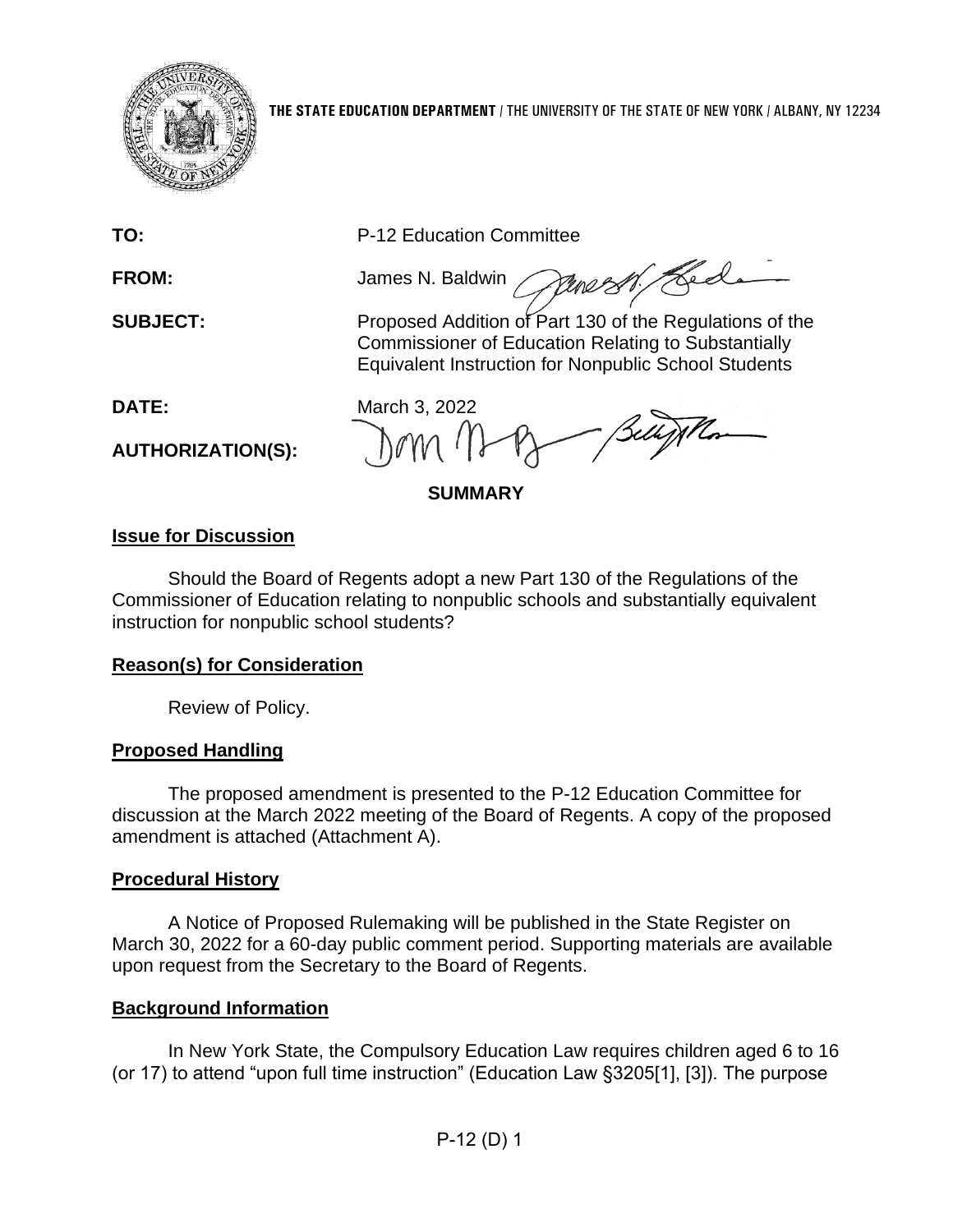**THE STATE EDUCATION DEPARTMENT** / THE UNIVERSITY OF THE STATE OF NEW YORK / ALBANY, NY 12234

| | |
|---|---|
| **TO:** | P-12 Education Committee |
| **FROM:** | James N. Baldwin |
| **SUBJECT:** | Proposed Addition of Part 130 of the Regulations of the Commissioner of Education Relating to Substantially Equivalent Instruction for Nonpublic School Students |
| **DATE:** | March 3, 2022 |
| **AUTHORIZATION(S):** | |

**SUMMARY**

## Issue for Discussion

Should the Board of Regents adopt a new Part 130 of the Regulations of the Commissioner of Education relating to nonpublic schools and substantially equivalent instruction for nonpublic school students?

## Reason(s) for Consideration

Review of Policy.

## Proposed Handling

The proposed amendment is presented to the P-12 Education Committee for discussion at the March 2022 meeting of the Board of Regents. A copy of the proposed amendment is attached (Attachment A).

## Procedural History

A Notice of Proposed Rulemaking will be published in the State Register on March 30, 2022 for a 60-day public comment period. Supporting materials are available upon request from the Secretary to the Board of Regents.

## Background Information

In New York State, the Compulsory Education Law requires children aged 6 to 16 (or 17) to attend "upon full time instruction" (Education Law §3205[1], [3]). The purpose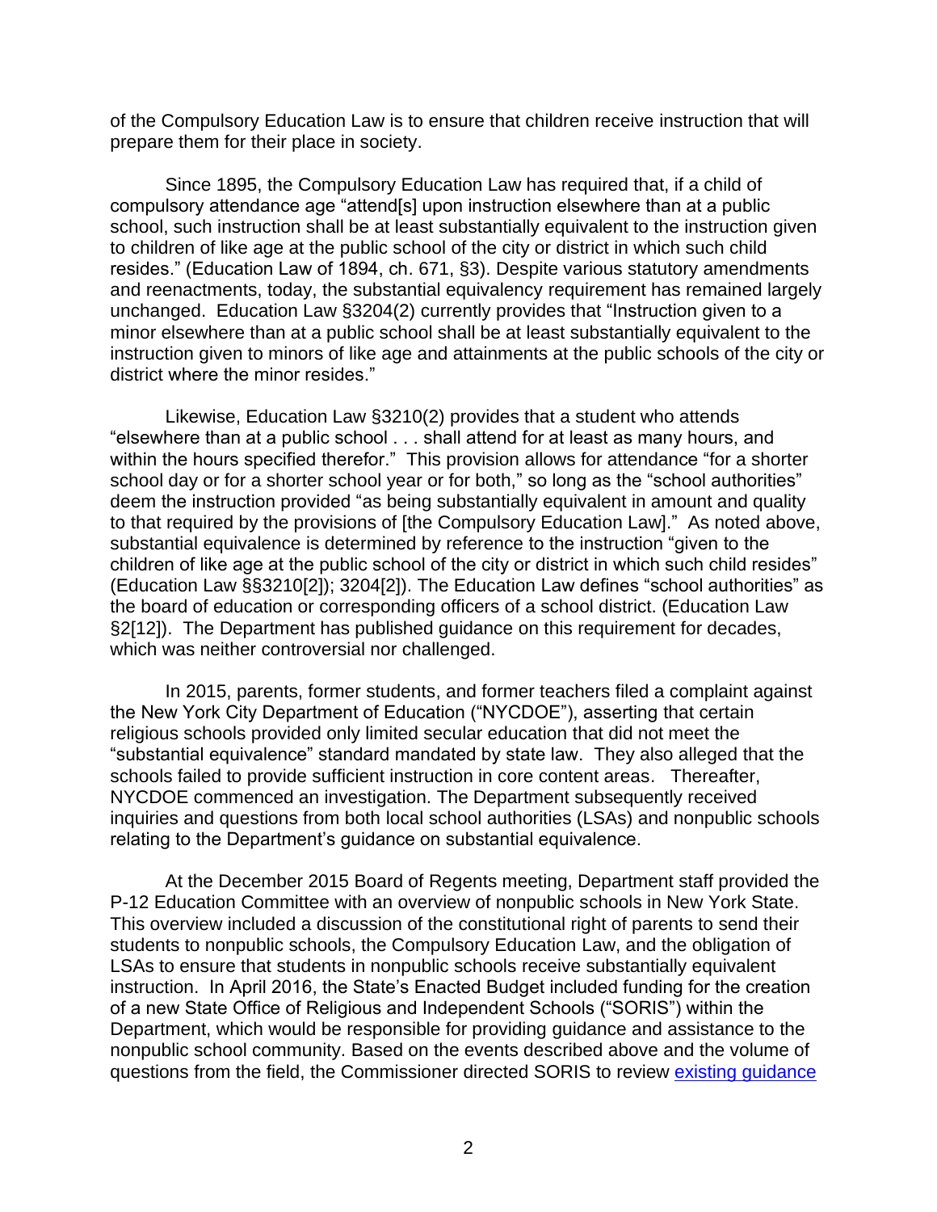of the Compulsory Education Law is to ensure that children receive instruction that will prepare them for their place in society.

Since 1895, the Compulsory Education Law has required that, if a child of compulsory attendance age "attend[s] upon instruction elsewhere than at a public school, such instruction shall be at least substantially equivalent to the instruction given to children of like age at the public school of the city or district in which such child resides." (Education Law of 1894, ch. 671, §3). Despite various statutory amendments and reenactments, today, the substantial equivalency requirement has remained largely unchanged. Education Law §3204(2) currently provides that "Instruction given to a minor elsewhere than at a public school shall be at least substantially equivalent to the instruction given to minors of like age and attainments at the public schools of the city or district where the minor resides."

Likewise, Education Law §3210(2) provides that a student who attends "elsewhere than at a public school . . . shall attend for at least as many hours, and within the hours specified therefor." This provision allows for attendance "for a shorter school day or for a shorter school year or for both," so long as the "school authorities" deem the instruction provided "as being substantially equivalent in amount and quality to that required by the provisions of [the Compulsory Education Law]." As noted above, substantial equivalence is determined by reference to the instruction "given to the children of like age at the public school of the city or district in which such child resides" (Education Law §§3210[2]); 3204[2]). The Education Law defines "school authorities" as the board of education or corresponding officers of a school district. (Education Law §2[12]). The Department has published guidance on this requirement for decades, which was neither controversial nor challenged.

In 2015, parents, former students, and former teachers filed a complaint against the New York City Department of Education ("NYCDOE"), asserting that certain religious schools provided only limited secular education that did not meet the "substantial equivalence" standard mandated by state law. They also alleged that the schools failed to provide sufficient instruction in core content areas. Thereafter, NYCDOE commenced an investigation. The Department subsequently received inquiries and questions from both local school authorities (LSAs) and nonpublic schools relating to the Department's guidance on substantial equivalence.

At the December 2015 Board of Regents meeting, Department staff provided the P-12 Education Committee with an overview of nonpublic schools in New York State. This overview included a discussion of the constitutional right of parents to send their students to nonpublic schools, the Compulsory Education Law, and the obligation of LSAs to ensure that students in nonpublic schools receive substantially equivalent instruction. In April 2016, the State's Enacted Budget included funding for the creation of a new State Office of Religious and Independent Schools ("SORIS") within the Department, which would be responsible for providing guidance and assistance to the nonpublic school community. Based on the events described above and the volume of questions from the field, the Commissioner directed SORIS to review existing guidance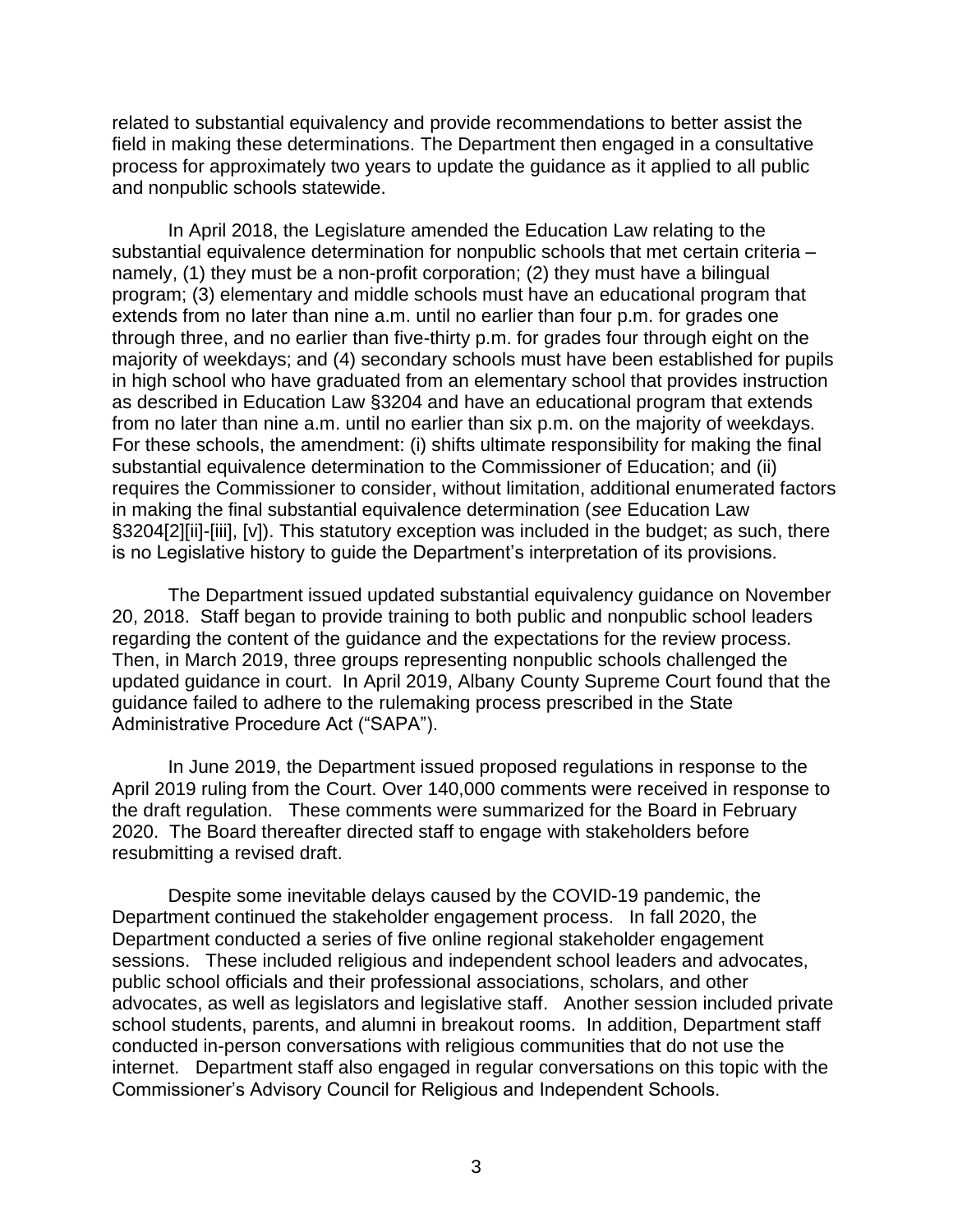related to substantial equivalency and provide recommendations to better assist the field in making these determinations. The Department then engaged in a consultative process for approximately two years to update the guidance as it applied to all public and nonpublic schools statewide.

In April 2018, the Legislature amended the Education Law relating to the substantial equivalence determination for nonpublic schools that met certain criteria – namely, (1) they must be a non-profit corporation; (2) they must have a bilingual program; (3) elementary and middle schools must have an educational program that extends from no later than nine a.m. until no earlier than four p.m. for grades one through three, and no earlier than five-thirty p.m. for grades four through eight on the majority of weekdays; and (4) secondary schools must have been established for pupils in high school who have graduated from an elementary school that provides instruction as described in Education Law §3204 and have an educational program that extends from no later than nine a.m. until no earlier than six p.m. on the majority of weekdays. For these schools, the amendment: (i) shifts ultimate responsibility for making the final substantial equivalence determination to the Commissioner of Education; and (ii) requires the Commissioner to consider, without limitation, additional enumerated factors in making the final substantial equivalence determination (*see* Education Law §3204[2][ii]-[iii], [v]). This statutory exception was included in the budget; as such, there is no Legislative history to guide the Department's interpretation of its provisions.

The Department issued updated substantial equivalency guidance on November 20, 2018. Staff began to provide training to both public and nonpublic school leaders regarding the content of the guidance and the expectations for the review process. Then, in March 2019, three groups representing nonpublic schools challenged the updated guidance in court. In April 2019, Albany County Supreme Court found that the guidance failed to adhere to the rulemaking process prescribed in the State Administrative Procedure Act ("SAPA").

In June 2019, the Department issued proposed regulations in response to the April 2019 ruling from the Court. Over 140,000 comments were received in response to the draft regulation. These comments were summarized for the Board in February 2020. The Board thereafter directed staff to engage with stakeholders before resubmitting a revised draft.

Despite some inevitable delays caused by the COVID-19 pandemic, the Department continued the stakeholder engagement process. In fall 2020, the Department conducted a series of five online regional stakeholder engagement sessions. These included religious and independent school leaders and advocates, public school officials and their professional associations, scholars, and other advocates, as well as legislators and legislative staff. Another session included private school students, parents, and alumni in breakout rooms. In addition, Department staff conducted in-person conversations with religious communities that do not use the internet. Department staff also engaged in regular conversations on this topic with the Commissioner's Advisory Council for Religious and Independent Schools.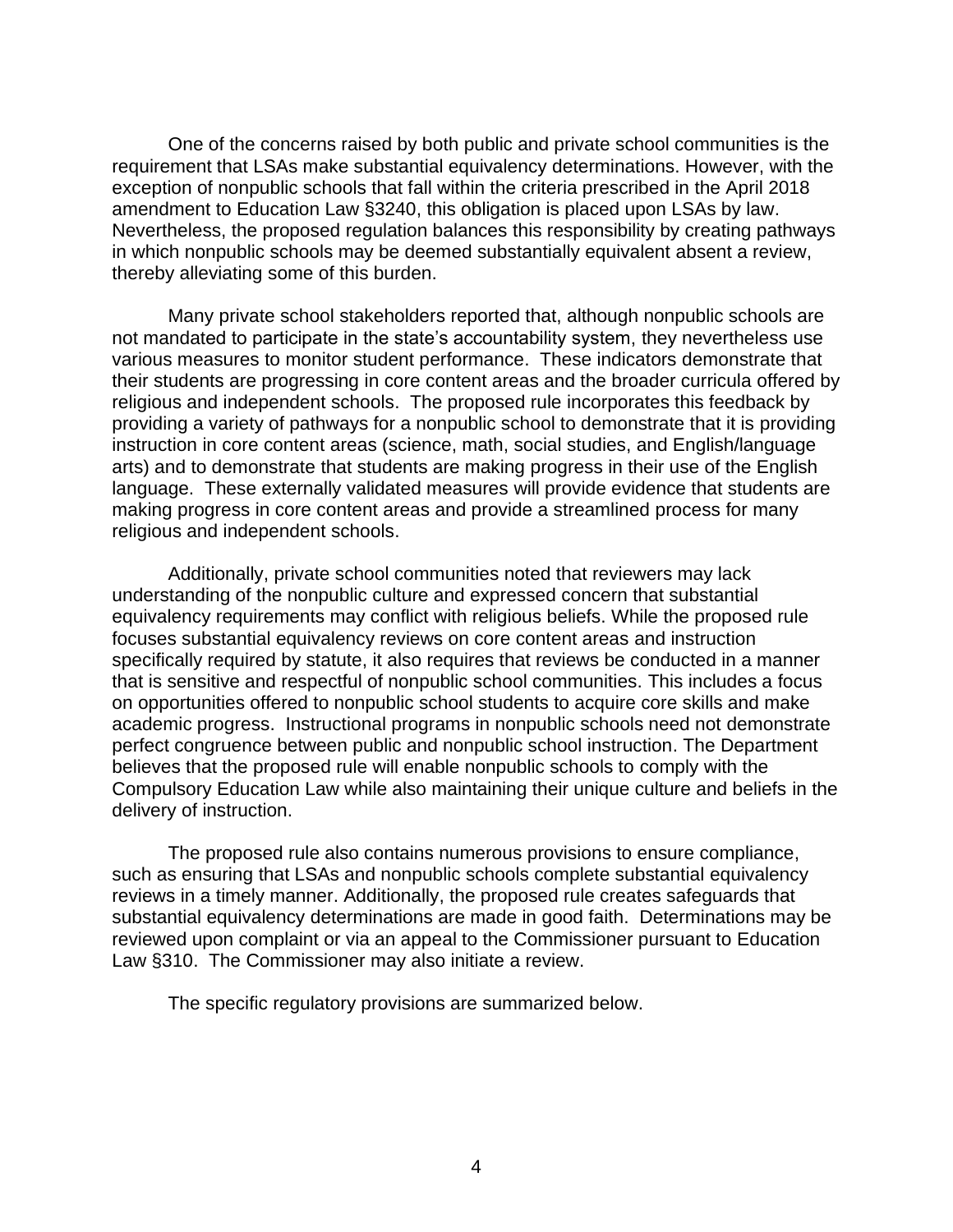One of the concerns raised by both public and private school communities is the requirement that LSAs make substantial equivalency determinations. However, with the exception of nonpublic schools that fall within the criteria prescribed in the April 2018 amendment to Education Law §3240, this obligation is placed upon LSAs by law. Nevertheless, the proposed regulation balances this responsibility by creating pathways in which nonpublic schools may be deemed substantially equivalent absent a review, thereby alleviating some of this burden.

Many private school stakeholders reported that, although nonpublic schools are not mandated to participate in the state's accountability system, they nevertheless use various measures to monitor student performance. These indicators demonstrate that their students are progressing in core content areas and the broader curricula offered by religious and independent schools. The proposed rule incorporates this feedback by providing a variety of pathways for a nonpublic school to demonstrate that it is providing instruction in core content areas (science, math, social studies, and English/language arts) and to demonstrate that students are making progress in their use of the English language. These externally validated measures will provide evidence that students are making progress in core content areas and provide a streamlined process for many religious and independent schools.

Additionally, private school communities noted that reviewers may lack understanding of the nonpublic culture and expressed concern that substantial equivalency requirements may conflict with religious beliefs. While the proposed rule focuses substantial equivalency reviews on core content areas and instruction specifically required by statute, it also requires that reviews be conducted in a manner that is sensitive and respectful of nonpublic school communities. This includes a focus on opportunities offered to nonpublic school students to acquire core skills and make academic progress. Instructional programs in nonpublic schools need not demonstrate perfect congruence between public and nonpublic school instruction. The Department believes that the proposed rule will enable nonpublic schools to comply with the Compulsory Education Law while also maintaining their unique culture and beliefs in the delivery of instruction.

The proposed rule also contains numerous provisions to ensure compliance, such as ensuring that LSAs and nonpublic schools complete substantial equivalency reviews in a timely manner. Additionally, the proposed rule creates safeguards that substantial equivalency determinations are made in good faith. Determinations may be reviewed upon complaint or via an appeal to the Commissioner pursuant to Education Law §310. The Commissioner may also initiate a review.

The specific regulatory provisions are summarized below.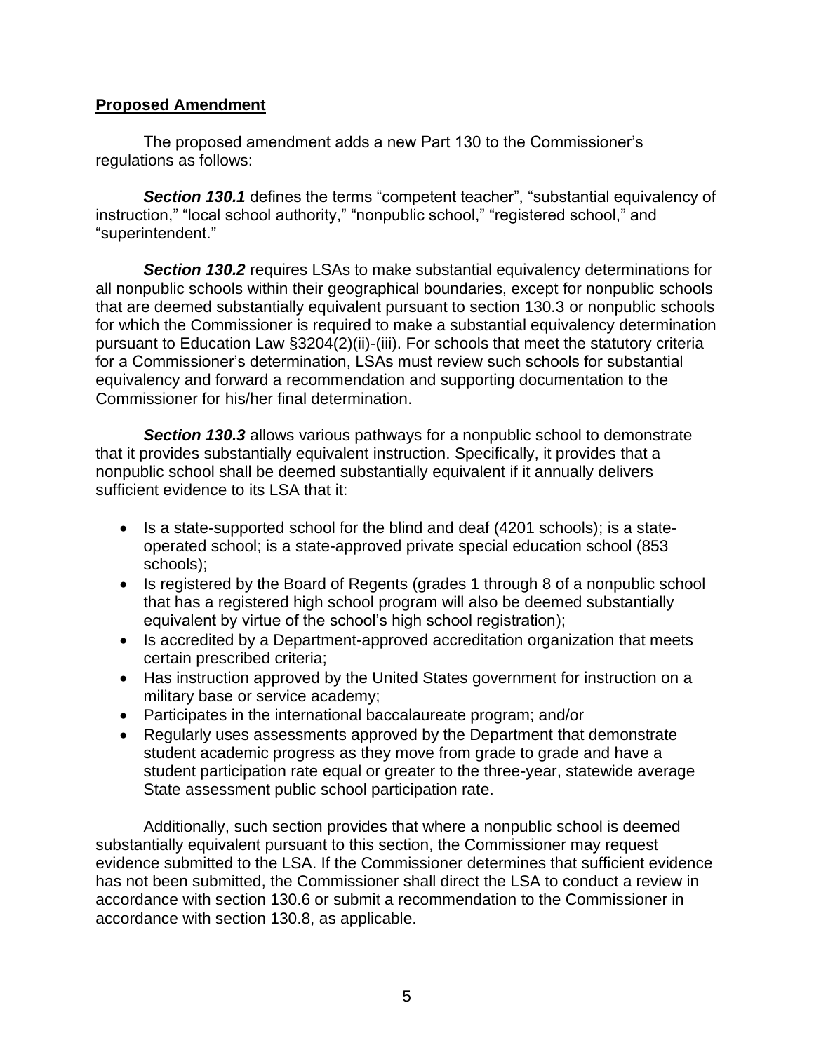**Proposed Amendment**

The proposed amendment adds a new Part 130 to the Commissioner's regulations as follows:

***Section 130.1*** defines the terms "competent teacher", "substantial equivalency of instruction," "local school authority," "nonpublic school," "registered school," and "superintendent."

***Section 130.2*** requires LSAs to make substantial equivalency determinations for all nonpublic schools within their geographical boundaries, except for nonpublic schools that are deemed substantially equivalent pursuant to section 130.3 or nonpublic schools for which the Commissioner is required to make a substantial equivalency determination pursuant to Education Law §3204(2)(ii)-(iii). For schools that meet the statutory criteria for a Commissioner's determination, LSAs must review such schools for substantial equivalency and forward a recommendation and supporting documentation to the Commissioner for his/her final determination.

***Section 130.3*** allows various pathways for a nonpublic school to demonstrate that it provides substantially equivalent instruction. Specifically, it provides that a nonpublic school shall be deemed substantially equivalent if it annually delivers sufficient evidence to its LSA that it:

- Is a state-supported school for the blind and deaf (4201 schools); is a state-operated school; is a state-approved private special education school (853 schools);
- Is registered by the Board of Regents (grades 1 through 8 of a nonpublic school that has a registered high school program will also be deemed substantially equivalent by virtue of the school's high school registration);
- Is accredited by a Department-approved accreditation organization that meets certain prescribed criteria;
- Has instruction approved by the United States government for instruction on a military base or service academy;
- Participates in the international baccalaureate program; and/or
- Regularly uses assessments approved by the Department that demonstrate student academic progress as they move from grade to grade and have a student participation rate equal or greater to the three-year, statewide average State assessment public school participation rate.

Additionally, such section provides that where a nonpublic school is deemed substantially equivalent pursuant to this section, the Commissioner may request evidence submitted to the LSA. If the Commissioner determines that sufficient evidence has not been submitted, the Commissioner shall direct the LSA to conduct a review in accordance with section 130.6 or submit a recommendation to the Commissioner in accordance with section 130.8, as applicable.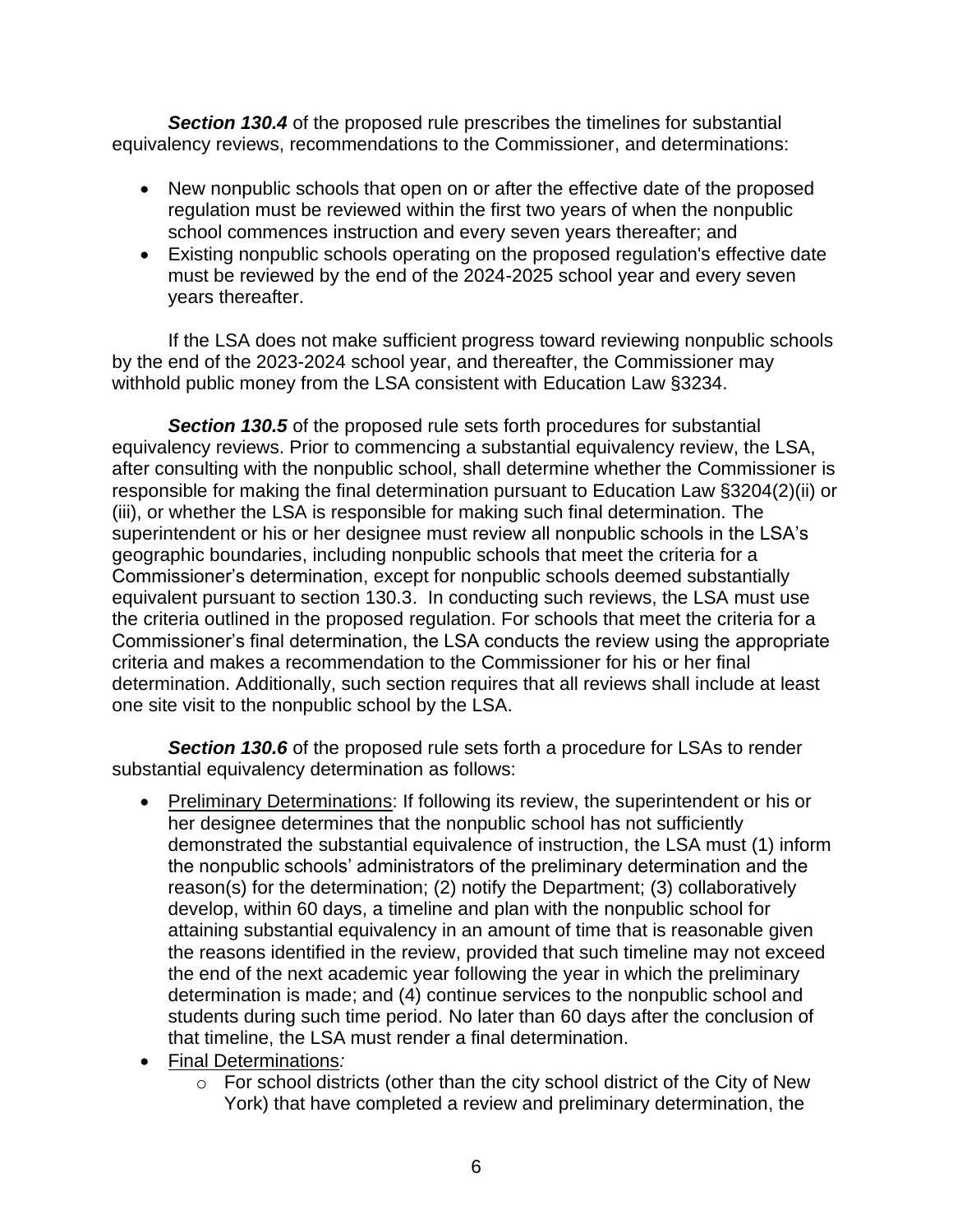***Section 130.4*** of the proposed rule prescribes the timelines for substantial equivalency reviews, recommendations to the Commissioner, and determinations:

- New nonpublic schools that open on or after the effective date of the proposed regulation must be reviewed within the first two years of when the nonpublic school commences instruction and every seven years thereafter; and
- Existing nonpublic schools operating on the proposed regulation's effective date must be reviewed by the end of the 2024-2025 school year and every seven years thereafter.

If the LSA does not make sufficient progress toward reviewing nonpublic schools by the end of the 2023-2024 school year, and thereafter, the Commissioner may withhold public money from the LSA consistent with Education Law §3234.

***Section 130.5*** of the proposed rule sets forth procedures for substantial equivalency reviews. Prior to commencing a substantial equivalency review, the LSA, after consulting with the nonpublic school, shall determine whether the Commissioner is responsible for making the final determination pursuant to Education Law §3204(2)(ii) or (iii), or whether the LSA is responsible for making such final determination. The superintendent or his or her designee must review all nonpublic schools in the LSA's geographic boundaries, including nonpublic schools that meet the criteria for a Commissioner's determination, except for nonpublic schools deemed substantially equivalent pursuant to section 130.3. In conducting such reviews, the LSA must use the criteria outlined in the proposed regulation. For schools that meet the criteria for a Commissioner's final determination, the LSA conducts the review using the appropriate criteria and makes a recommendation to the Commissioner for his or her final determination. Additionally, such section requires that all reviews shall include at least one site visit to the nonpublic school by the LSA.

***Section 130.6*** of the proposed rule sets forth a procedure for LSAs to render substantial equivalency determination as follows:

- Preliminary Determinations: If following its review, the superintendent or his or her designee determines that the nonpublic school has not sufficiently demonstrated the substantial equivalence of instruction, the LSA must (1) inform the nonpublic schools' administrators of the preliminary determination and the reason(s) for the determination; (2) notify the Department; (3) collaboratively develop, within 60 days, a timeline and plan with the nonpublic school for attaining substantial equivalency in an amount of time that is reasonable given the reasons identified in the review, provided that such timeline may not exceed the end of the next academic year following the year in which the preliminary determination is made; and (4) continue services to the nonpublic school and students during such time period. No later than 60 days after the conclusion of that timeline, the LSA must render a final determination.
- Final Determinations*:*
  - For school districts (other than the city school district of the City of New York) that have completed a review and preliminary determination, the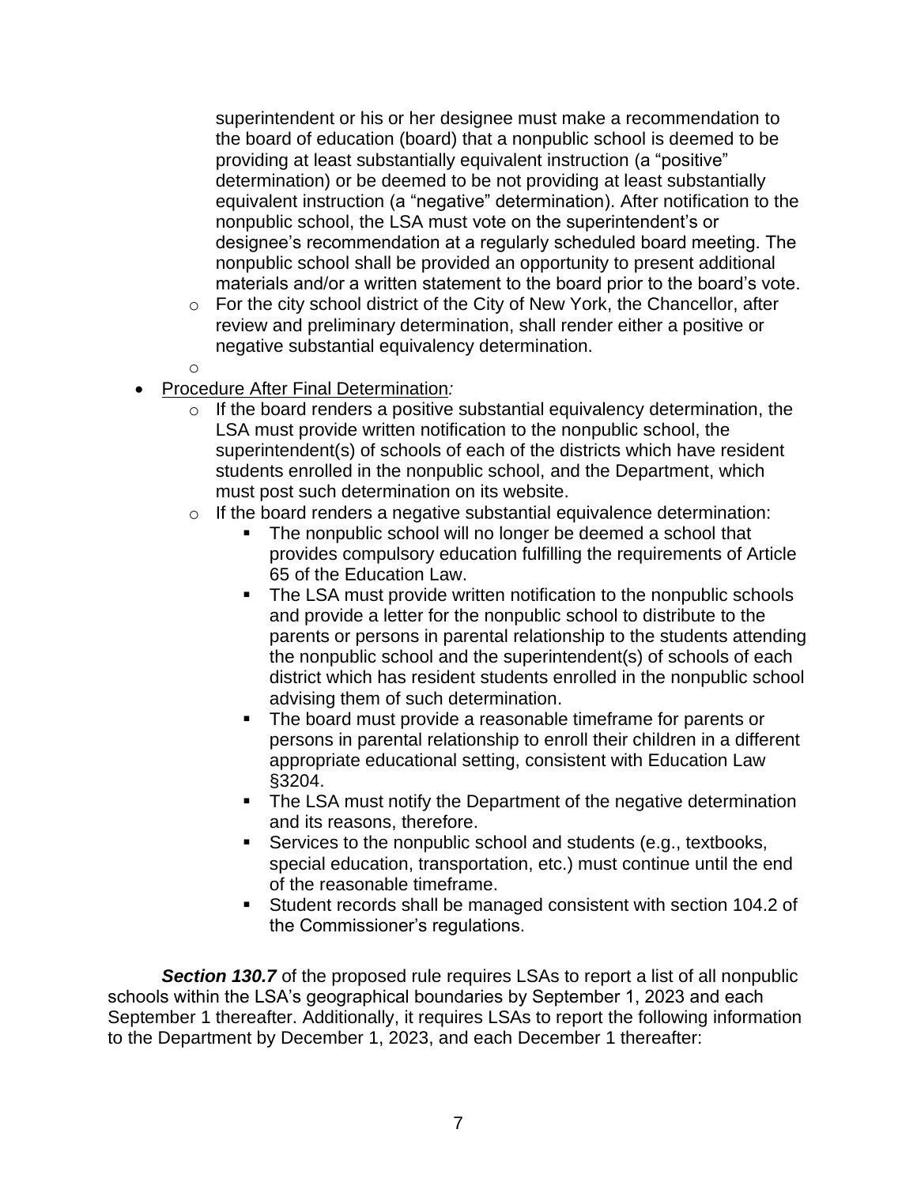superintendent or his or her designee must make a recommendation to the board of education (board) that a nonpublic school is deemed to be providing at least substantially equivalent instruction (a "positive" determination) or be deemed to be not providing at least substantially equivalent instruction (a "negative" determination). After notification to the nonpublic school, the LSA must vote on the superintendent's or designee's recommendation at a regularly scheduled board meeting. The nonpublic school shall be provided an opportunity to present additional materials and/or a written statement to the board prior to the board's vote.

  - For the city school district of the City of New York, the Chancellor, after review and preliminary determination, shall render either a positive or negative substantial equivalency determination.

- Procedure After Final Determination*:*
  - If the board renders a positive substantial equivalency determination, the LSA must provide written notification to the nonpublic school, the superintendent(s) of schools of each of the districts which have resident students enrolled in the nonpublic school, and the Department, which must post such determination on its website.
  - If the board renders a negative substantial equivalence determination:
    - The nonpublic school will no longer be deemed a school that provides compulsory education fulfilling the requirements of Article 65 of the Education Law.
    - The LSA must provide written notification to the nonpublic schools and provide a letter for the nonpublic school to distribute to the parents or persons in parental relationship to the students attending the nonpublic school and the superintendent(s) of schools of each district which has resident students enrolled in the nonpublic school advising them of such determination.
    - The board must provide a reasonable timeframe for parents or persons in parental relationship to enroll their children in a different appropriate educational setting, consistent with Education Law §3204.
    - The LSA must notify the Department of the negative determination and its reasons, therefore.
    - Services to the nonpublic school and students (e.g., textbooks, special education, transportation, etc.) must continue until the end of the reasonable timeframe.
    - Student records shall be managed consistent with section 104.2 of the Commissioner's regulations.

***Section 130.7*** of the proposed rule requires LSAs to report a list of all nonpublic schools within the LSA's geographical boundaries by September 1, 2023 and each September 1 thereafter. Additionally, it requires LSAs to report the following information to the Department by December 1, 2023, and each December 1 thereafter: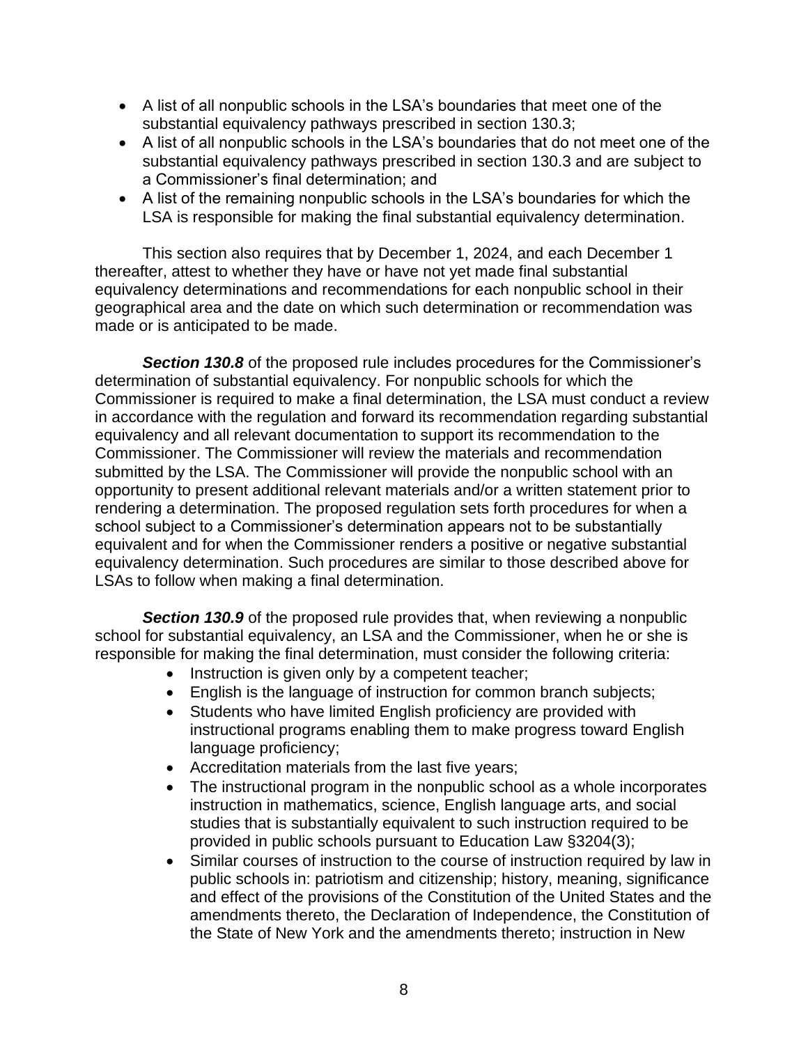- A list of all nonpublic schools in the LSA's boundaries that meet one of the substantial equivalency pathways prescribed in section 130.3;
- A list of all nonpublic schools in the LSA's boundaries that do not meet one of the substantial equivalency pathways prescribed in section 130.3 and are subject to a Commissioner's final determination; and
- A list of the remaining nonpublic schools in the LSA's boundaries for which the LSA is responsible for making the final substantial equivalency determination.

This section also requires that by December 1, 2024, and each December 1 thereafter, attest to whether they have or have not yet made final substantial equivalency determinations and recommendations for each nonpublic school in their geographical area and the date on which such determination or recommendation was made or is anticipated to be made.

***Section 130.8*** of the proposed rule includes procedures for the Commissioner's determination of substantial equivalency. For nonpublic schools for which the Commissioner is required to make a final determination, the LSA must conduct a review in accordance with the regulation and forward its recommendation regarding substantial equivalency and all relevant documentation to support its recommendation to the Commissioner. The Commissioner will review the materials and recommendation submitted by the LSA. The Commissioner will provide the nonpublic school with an opportunity to present additional relevant materials and/or a written statement prior to rendering a determination. The proposed regulation sets forth procedures for when a school subject to a Commissioner's determination appears not to be substantially equivalent and for when the Commissioner renders a positive or negative substantial equivalency determination. Such procedures are similar to those described above for LSAs to follow when making a final determination.

***Section 130.9*** of the proposed rule provides that, when reviewing a nonpublic school for substantial equivalency, an LSA and the Commissioner, when he or she is responsible for making the final determination, must consider the following criteria:

- Instruction is given only by a competent teacher;
- English is the language of instruction for common branch subjects;
- Students who have limited English proficiency are provided with instructional programs enabling them to make progress toward English language proficiency;
- Accreditation materials from the last five years;
- The instructional program in the nonpublic school as a whole incorporates instruction in mathematics, science, English language arts, and social studies that is substantially equivalent to such instruction required to be provided in public schools pursuant to Education Law §3204(3);
- Similar courses of instruction to the course of instruction required by law in public schools in: patriotism and citizenship; history, meaning, significance and effect of the provisions of the Constitution of the United States and the amendments thereto, the Declaration of Independence, the Constitution of the State of New York and the amendments thereto; instruction in New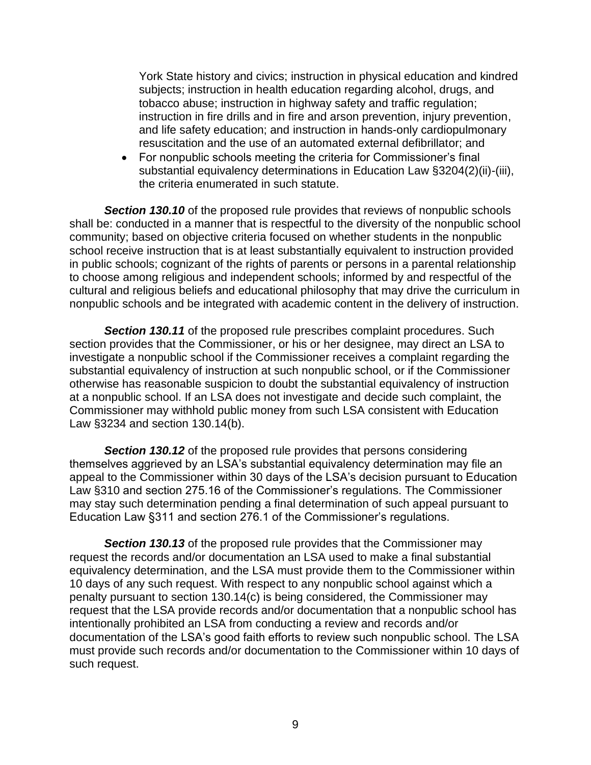York State history and civics; instruction in physical education and kindred subjects; instruction in health education regarding alcohol, drugs, and tobacco abuse; instruction in highway safety and traffic regulation; instruction in fire drills and in fire and arson prevention, injury prevention, and life safety education; and instruction in hands-only cardiopulmonary resuscitation and the use of an automated external defibrillator; and

- For nonpublic schools meeting the criteria for Commissioner's final substantial equivalency determinations in Education Law §3204(2)(ii)-(iii), the criteria enumerated in such statute.

***Section 130.10*** of the proposed rule provides that reviews of nonpublic schools shall be: conducted in a manner that is respectful to the diversity of the nonpublic school community; based on objective criteria focused on whether students in the nonpublic school receive instruction that is at least substantially equivalent to instruction provided in public schools; cognizant of the rights of parents or persons in a parental relationship to choose among religious and independent schools; informed by and respectful of the cultural and religious beliefs and educational philosophy that may drive the curriculum in nonpublic schools and be integrated with academic content in the delivery of instruction.

***Section 130.11*** of the proposed rule prescribes complaint procedures. Such section provides that the Commissioner, or his or her designee, may direct an LSA to investigate a nonpublic school if the Commissioner receives a complaint regarding the substantial equivalency of instruction at such nonpublic school, or if the Commissioner otherwise has reasonable suspicion to doubt the substantial equivalency of instruction at a nonpublic school. If an LSA does not investigate and decide such complaint, the Commissioner may withhold public money from such LSA consistent with Education Law §3234 and section 130.14(b).

***Section 130.12*** of the proposed rule provides that persons considering themselves aggrieved by an LSA's substantial equivalency determination may file an appeal to the Commissioner within 30 days of the LSA's decision pursuant to Education Law §310 and section 275.16 of the Commissioner's regulations. The Commissioner may stay such determination pending a final determination of such appeal pursuant to Education Law §311 and section 276.1 of the Commissioner's regulations.

***Section 130.13*** of the proposed rule provides that the Commissioner may request the records and/or documentation an LSA used to make a final substantial equivalency determination, and the LSA must provide them to the Commissioner within 10 days of any such request. With respect to any nonpublic school against which a penalty pursuant to section 130.14(c) is being considered, the Commissioner may request that the LSA provide records and/or documentation that a nonpublic school has intentionally prohibited an LSA from conducting a review and records and/or documentation of the LSA's good faith efforts to review such nonpublic school. The LSA must provide such records and/or documentation to the Commissioner within 10 days of such request.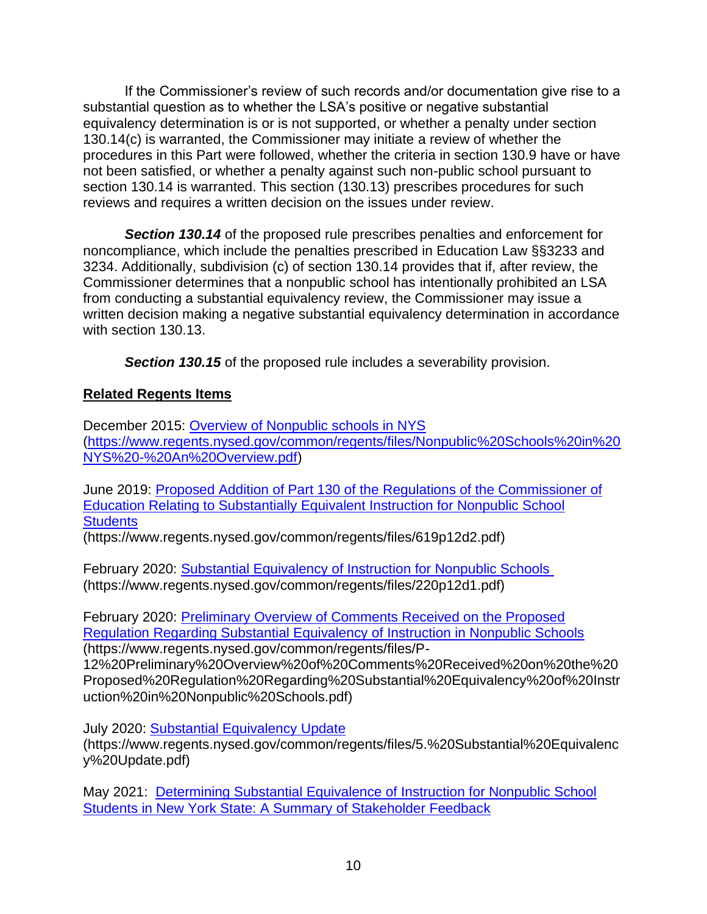If the Commissioner's review of such records and/or documentation give rise to a substantial question as to whether the LSA's positive or negative substantial equivalency determination is or is not supported, or whether a penalty under section 130.14(c) is warranted, the Commissioner may initiate a review of whether the procedures in this Part were followed, whether the criteria in section 130.9 have or have not been satisfied, or whether a penalty against such non-public school pursuant to section 130.14 is warranted. This section (130.13) prescribes procedures for such reviews and requires a written decision on the issues under review.

***Section 130.14*** of the proposed rule prescribes penalties and enforcement for noncompliance, which include the penalties prescribed in Education Law §§3233 and 3234. Additionally, subdivision (c) of section 130.14 provides that if, after review, the Commissioner determines that a nonpublic school has intentionally prohibited an LSA from conducting a substantial equivalency review, the Commissioner may issue a written decision making a negative substantial equivalency determination in accordance with section 130.13.

***Section 130.15*** of the proposed rule includes a severability provision.

## Related Regents Items

December 2015: [Overview of Nonpublic schools in NYS](https://www.regents.nysed.gov/common/regents/files/Nonpublic%20Schools%20in%20NYS%20-%20An%20Overview.pdf) (https://www.regents.nysed.gov/common/regents/files/Nonpublic%20Schools%20in%20NYS%20-%20An%20Overview.pdf)

June 2019: [Proposed Addition of Part 130 of the Regulations of the Commissioner of Education Relating to Substantially Equivalent Instruction for Nonpublic School Students](https://www.regents.nysed.gov/common/regents/files/619p12d2.pdf)
(https://www.regents.nysed.gov/common/regents/files/619p12d2.pdf)

February 2020: [Substantial Equivalency of Instruction for Nonpublic Schools](https://www.regents.nysed.gov/common/regents/files/220p12d1.pdf)
(https://www.regents.nysed.gov/common/regents/files/220p12d1.pdf)

February 2020: [Preliminary Overview of Comments Received on the Proposed Regulation Regarding Substantial Equivalency of Instruction in Nonpublic Schools](https://www.regents.nysed.gov/common/regents/files/P-12%20Preliminary%20Overview%20of%20Comments%20Received%20on%20the%20Proposed%20Regulation%20Regarding%20Substantial%20Equivalency%20of%20Instruction%20in%20Nonpublic%20Schools.pdf)
(https://www.regents.nysed.gov/common/regents/files/P-12%20Preliminary%20Overview%20of%20Comments%20Received%20on%20the%20Proposed%20Regulation%20Regarding%20Substantial%20Equivalency%20of%20Instruction%20in%20Nonpublic%20Schools.pdf)

July 2020: [Substantial Equivalency Update](https://www.regents.nysed.gov/common/regents/files/5.%20Substantial%20Equivalency%20Update.pdf)
(https://www.regents.nysed.gov/common/regents/files/5.%20Substantial%20Equivalency%20Update.pdf)

May 2021: [Determining Substantial Equivalence of Instruction for Nonpublic School Students in New York State: A Summary of Stakeholder Feedback]()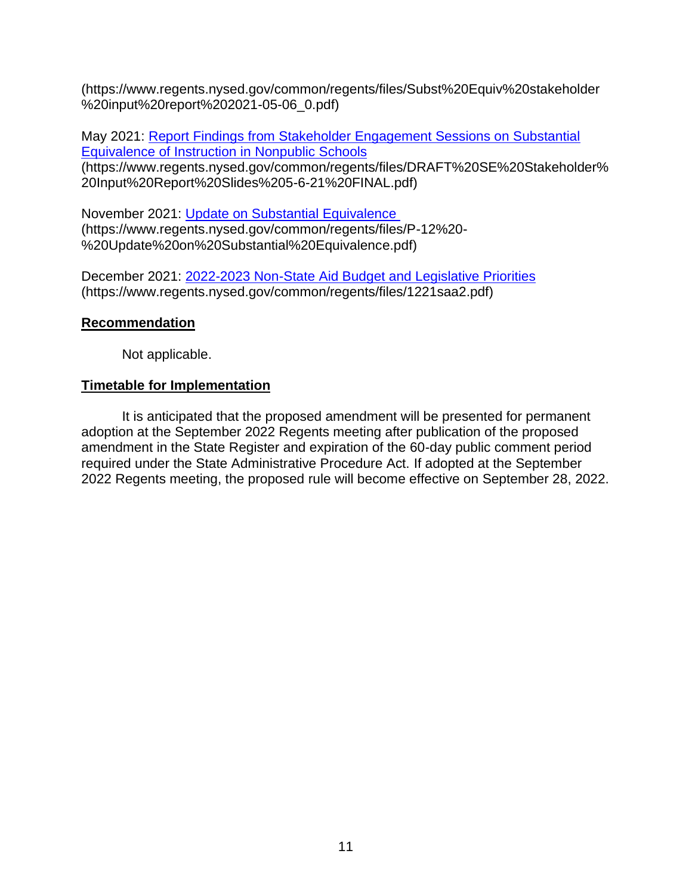(https://www.regents.nysed.gov/common/regents/files/Subst%20Equiv%20stakeholder%20input%20report%202021-05-06_0.pdf)

May 2021: [Report Findings from Stakeholder Engagement Sessions on Substantial Equivalence of Instruction in Nonpublic Schools](https://www.regents.nysed.gov/common/regents/files/DRAFT%20SE%20Stakeholder%20Input%20Report%20Slides%205-6-21%20FINAL.pdf) (https://www.regents.nysed.gov/common/regents/files/DRAFT%20SE%20Stakeholder%20Input%20Report%20Slides%205-6-21%20FINAL.pdf)

November 2021: [Update on Substantial Equivalence](https://www.regents.nysed.gov/common/regents/files/P-12%20-%20Update%20on%20Substantial%20Equivalence.pdf) (https://www.regents.nysed.gov/common/regents/files/P-12%20-%20Update%20on%20Substantial%20Equivalence.pdf)

December 2021: [2022-2023 Non-State Aid Budget and Legislative Priorities](https://www.regents.nysed.gov/common/regents/files/1221saa2.pdf) (https://www.regents.nysed.gov/common/regents/files/1221saa2.pdf)

**Recommendation**

Not applicable.

**Timetable for Implementation**

It is anticipated that the proposed amendment will be presented for permanent adoption at the September 2022 Regents meeting after publication of the proposed amendment in the State Register and expiration of the 60-day public comment period required under the State Administrative Procedure Act. If adopted at the September 2022 Regents meeting, the proposed rule will become effective on September 28, 2022.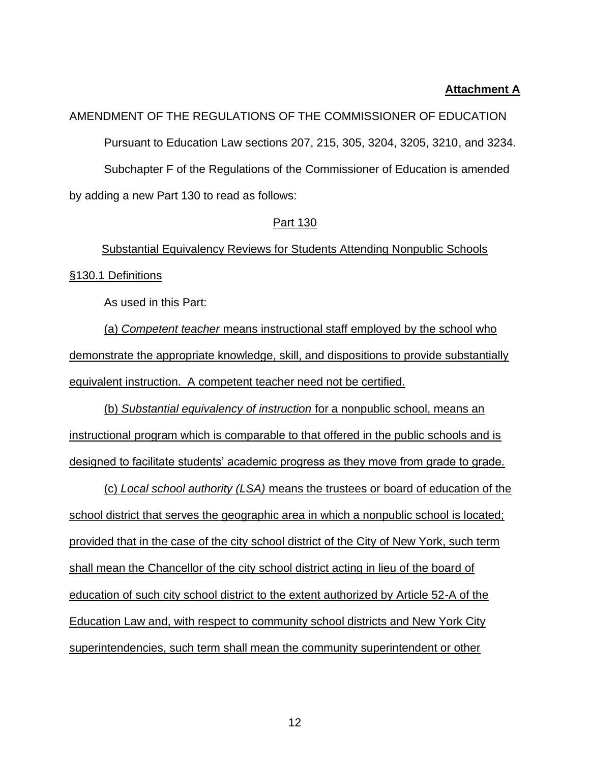**Attachment A**

AMENDMENT OF THE REGULATIONS OF THE COMMISSIONER OF EDUCATION

Pursuant to Education Law sections 207, 215, 305, 3204, 3205, 3210, and 3234.

Subchapter F of the Regulations of the Commissioner of Education is amended by adding a new Part 130 to read as follows:

Part 130

Substantial Equivalency Reviews for Students Attending Nonpublic Schools

§130.1 Definitions

As used in this Part:

(a) *Competent teacher* means instructional staff employed by the school who demonstrate the appropriate knowledge, skill, and dispositions to provide substantially equivalent instruction. A competent teacher need not be certified.

(b) *Substantial equivalency of instruction* for a nonpublic school, means an instructional program which is comparable to that offered in the public schools and is designed to facilitate students' academic progress as they move from grade to grade.

(c) *Local school authority (LSA)* means the trustees or board of education of the school district that serves the geographic area in which a nonpublic school is located; provided that in the case of the city school district of the City of New York, such term shall mean the Chancellor of the city school district acting in lieu of the board of education of such city school district to the extent authorized by Article 52-A of the Education Law and, with respect to community school districts and New York City superintendencies, such term shall mean the community superintendent or other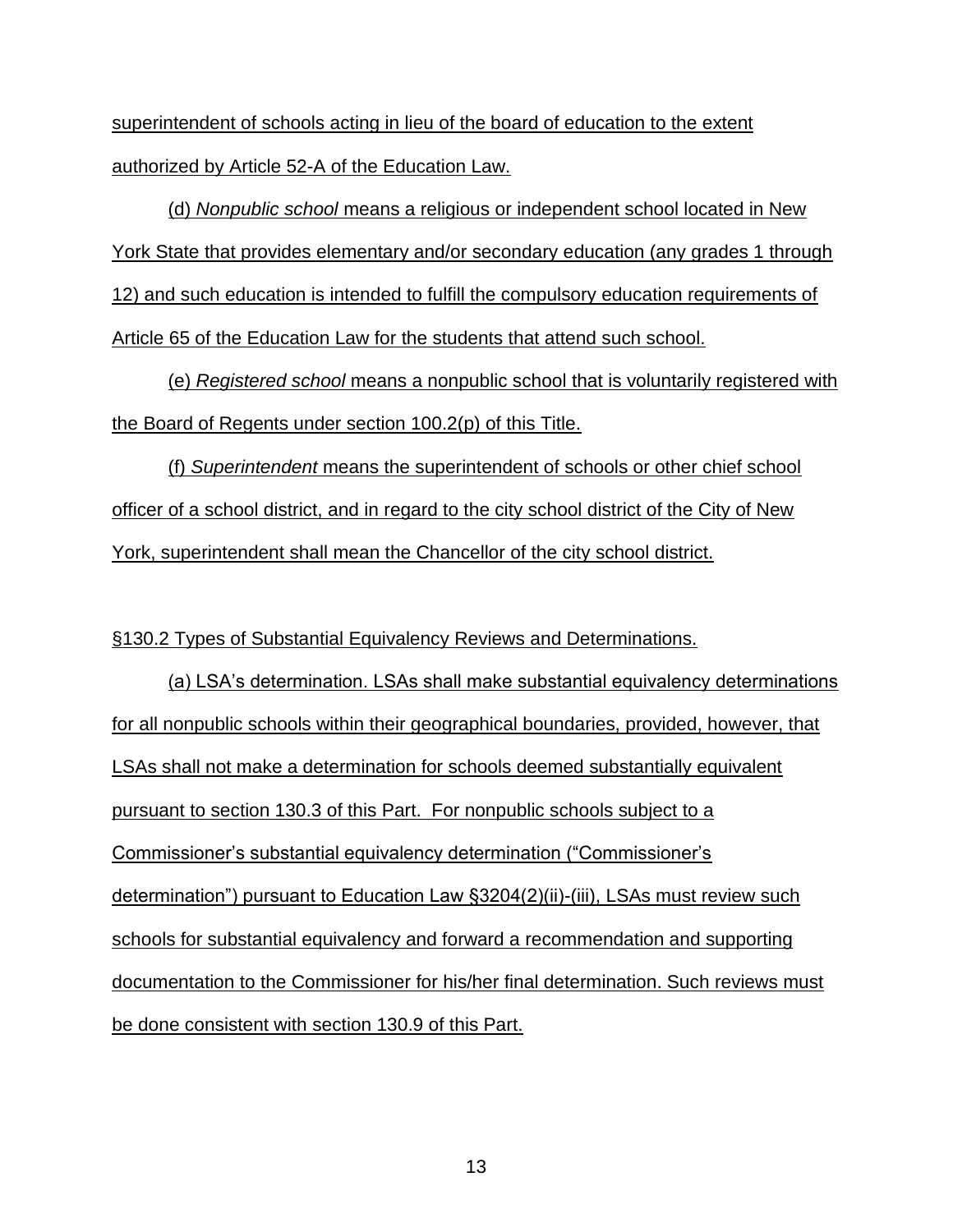superintendent of schools acting in lieu of the board of education to the extent authorized by Article 52-A of the Education Law.

(d) *Nonpublic school* means a religious or independent school located in New York State that provides elementary and/or secondary education (any grades 1 through 12) and such education is intended to fulfill the compulsory education requirements of Article 65 of the Education Law for the students that attend such school.

(e) *Registered school* means a nonpublic school that is voluntarily registered with the Board of Regents under section 100.2(p) of this Title.

(f) *Superintendent* means the superintendent of schools or other chief school officer of a school district, and in regard to the city school district of the City of New York, superintendent shall mean the Chancellor of the city school district.

§130.2 Types of Substantial Equivalency Reviews and Determinations.

(a) LSA's determination. LSAs shall make substantial equivalency determinations for all nonpublic schools within their geographical boundaries, provided, however, that LSAs shall not make a determination for schools deemed substantially equivalent pursuant to section 130.3 of this Part. For nonpublic schools subject to a Commissioner's substantial equivalency determination ("Commissioner's determination") pursuant to Education Law §3204(2)(ii)-(iii), LSAs must review such schools for substantial equivalency and forward a recommendation and supporting documentation to the Commissioner for his/her final determination. Such reviews must be done consistent with section 130.9 of this Part.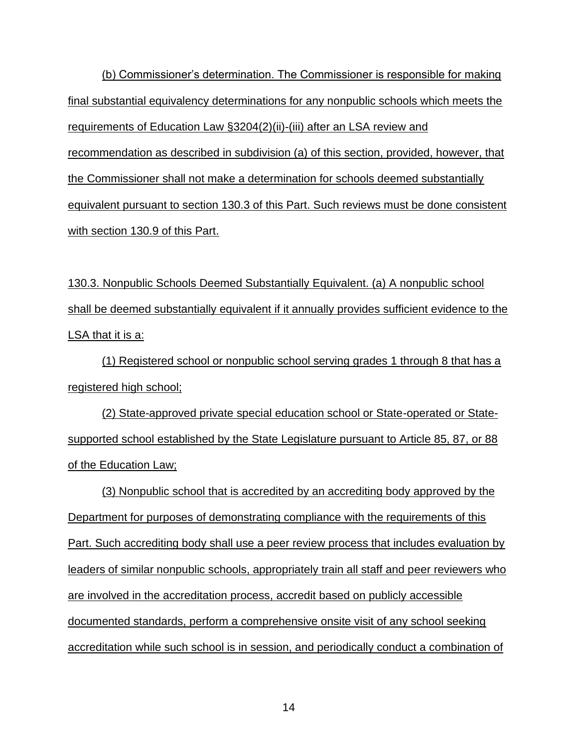(b) Commissioner's determination. The Commissioner is responsible for making final substantial equivalency determinations for any nonpublic schools which meets the requirements of Education Law §3204(2)(ii)-(iii) after an LSA review and recommendation as described in subdivision (a) of this section, provided, however, that the Commissioner shall not make a determination for schools deemed substantially equivalent pursuant to section 130.3 of this Part. Such reviews must be done consistent with section 130.9 of this Part.

130.3. Nonpublic Schools Deemed Substantially Equivalent. (a) A nonpublic school shall be deemed substantially equivalent if it annually provides sufficient evidence to the LSA that it is a:

(1) Registered school or nonpublic school serving grades 1 through 8 that has a registered high school;

(2) State-approved private special education school or State-operated or State-supported school established by the State Legislature pursuant to Article 85, 87, or 88 of the Education Law;

(3) Nonpublic school that is accredited by an accrediting body approved by the Department for purposes of demonstrating compliance with the requirements of this Part. Such accrediting body shall use a peer review process that includes evaluation by leaders of similar nonpublic schools, appropriately train all staff and peer reviewers who are involved in the accreditation process, accredit based on publicly accessible documented standards, perform a comprehensive onsite visit of any school seeking accreditation while such school is in session, and periodically conduct a combination of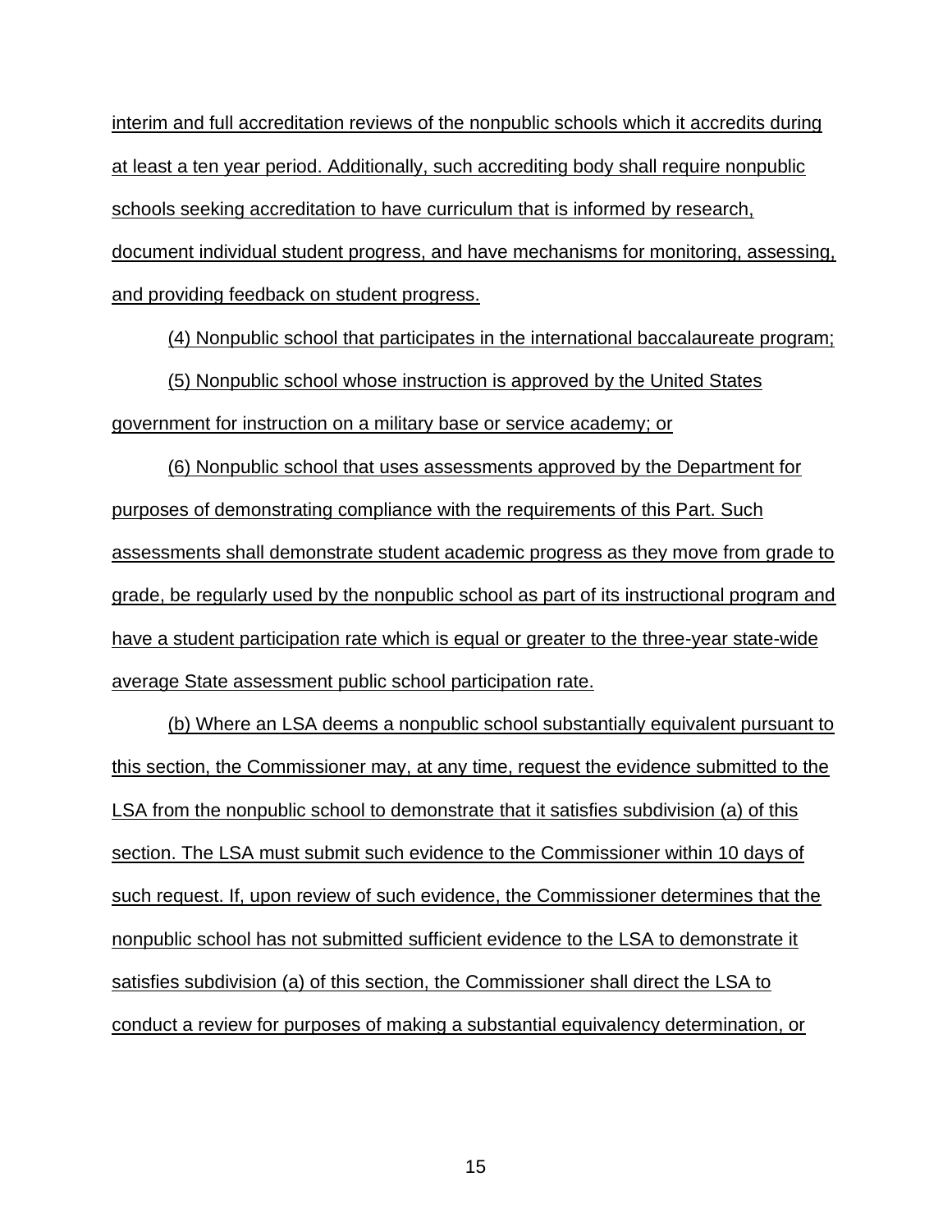interim and full accreditation reviews of the nonpublic schools which it accredits during at least a ten year period. Additionally, such accrediting body shall require nonpublic schools seeking accreditation to have curriculum that is informed by research, document individual student progress, and have mechanisms for monitoring, assessing, and providing feedback on student progress.

(4) Nonpublic school that participates in the international baccalaureate program;

(5) Nonpublic school whose instruction is approved by the United States government for instruction on a military base or service academy; or

(6) Nonpublic school that uses assessments approved by the Department for purposes of demonstrating compliance with the requirements of this Part. Such assessments shall demonstrate student academic progress as they move from grade to grade, be regularly used by the nonpublic school as part of its instructional program and have a student participation rate which is equal or greater to the three-year state-wide average State assessment public school participation rate.

(b) Where an LSA deems a nonpublic school substantially equivalent pursuant to this section, the Commissioner may, at any time, request the evidence submitted to the LSA from the nonpublic school to demonstrate that it satisfies subdivision (a) of this section. The LSA must submit such evidence to the Commissioner within 10 days of such request. If, upon review of such evidence, the Commissioner determines that the nonpublic school has not submitted sufficient evidence to the LSA to demonstrate it satisfies subdivision (a) of this section, the Commissioner shall direct the LSA to conduct a review for purposes of making a substantial equivalency determination, or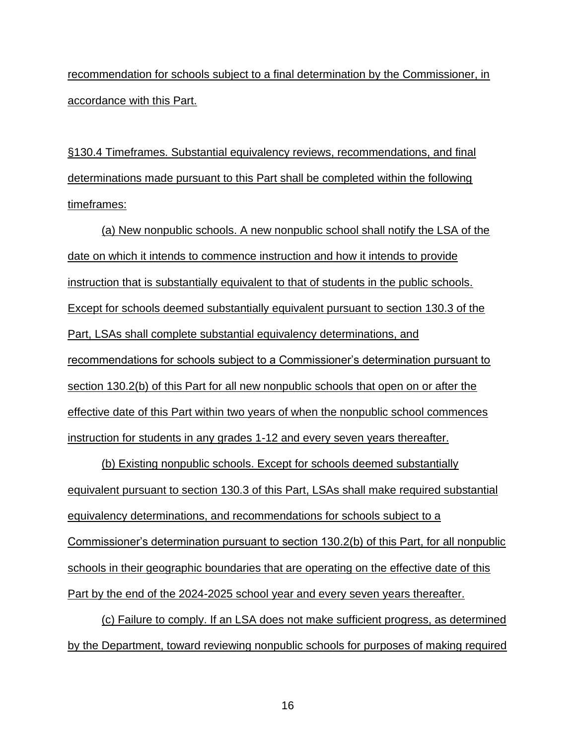recommendation for schools subject to a final determination by the Commissioner, in accordance with this Part.

§130.4 Timeframes. Substantial equivalency reviews, recommendations, and final determinations made pursuant to this Part shall be completed within the following timeframes:

(a) New nonpublic schools. A new nonpublic school shall notify the LSA of the date on which it intends to commence instruction and how it intends to provide instruction that is substantially equivalent to that of students in the public schools. Except for schools deemed substantially equivalent pursuant to section 130.3 of the Part, LSAs shall complete substantial equivalency determinations, and recommendations for schools subject to a Commissioner's determination pursuant to section 130.2(b) of this Part for all new nonpublic schools that open on or after the effective date of this Part within two years of when the nonpublic school commences instruction for students in any grades 1-12 and every seven years thereafter.

(b) Existing nonpublic schools. Except for schools deemed substantially equivalent pursuant to section 130.3 of this Part, LSAs shall make required substantial equivalency determinations, and recommendations for schools subject to a Commissioner's determination pursuant to section 130.2(b) of this Part, for all nonpublic schools in their geographic boundaries that are operating on the effective date of this Part by the end of the 2024-2025 school year and every seven years thereafter.

(c) Failure to comply. If an LSA does not make sufficient progress, as determined by the Department, toward reviewing nonpublic schools for purposes of making required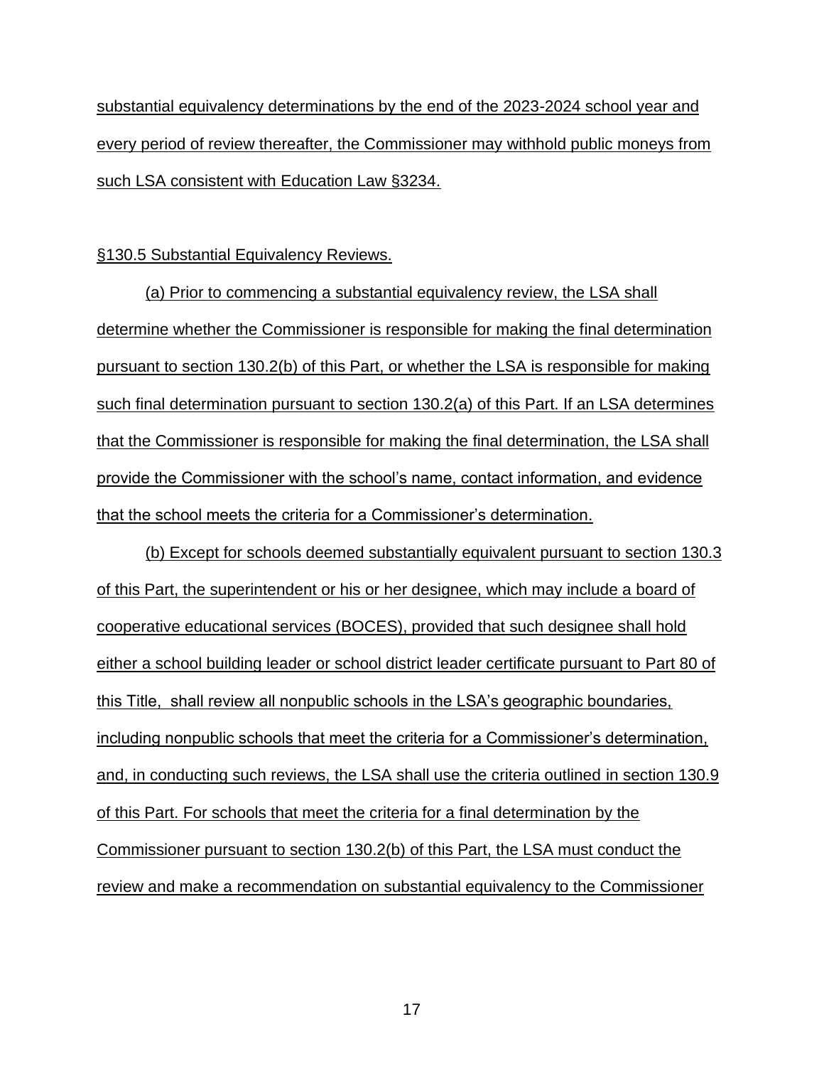substantial equivalency determinations by the end of the 2023-2024 school year and every period of review thereafter, the Commissioner may withhold public moneys from such LSA consistent with Education Law §3234.

§130.5 Substantial Equivalency Reviews.

(a) Prior to commencing a substantial equivalency review, the LSA shall determine whether the Commissioner is responsible for making the final determination pursuant to section 130.2(b) of this Part, or whether the LSA is responsible for making such final determination pursuant to section 130.2(a) of this Part. If an LSA determines that the Commissioner is responsible for making the final determination, the LSA shall provide the Commissioner with the school's name, contact information, and evidence that the school meets the criteria for a Commissioner's determination.

(b) Except for schools deemed substantially equivalent pursuant to section 130.3 of this Part, the superintendent or his or her designee, which may include a board of cooperative educational services (BOCES), provided that such designee shall hold either a school building leader or school district leader certificate pursuant to Part 80 of this Title, shall review all nonpublic schools in the LSA's geographic boundaries, including nonpublic schools that meet the criteria for a Commissioner's determination, and, in conducting such reviews, the LSA shall use the criteria outlined in section 130.9 of this Part. For schools that meet the criteria for a final determination by the Commissioner pursuant to section 130.2(b) of this Part, the LSA must conduct the review and make a recommendation on substantial equivalency to the Commissioner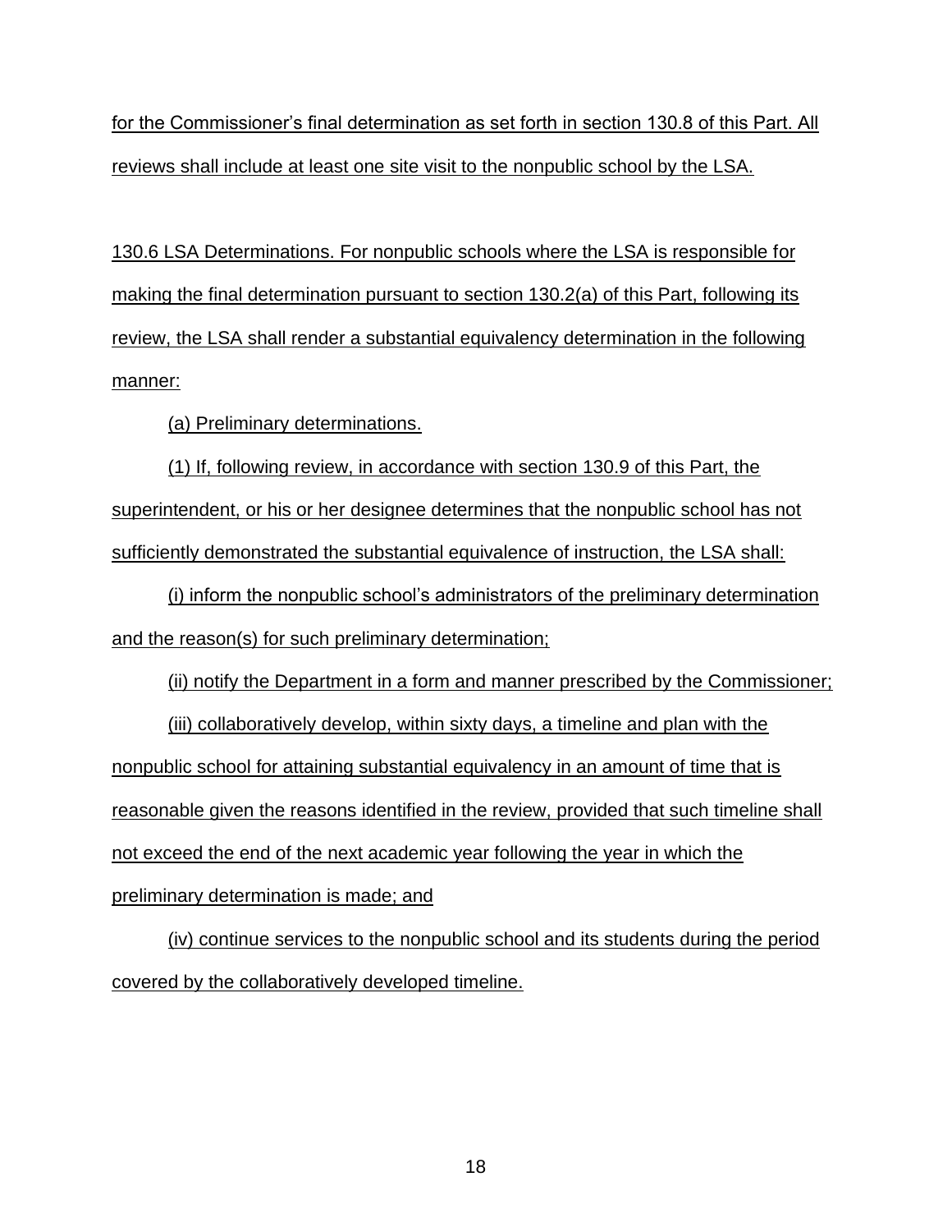for the Commissioner's final determination as set forth in section 130.8 of this Part. All reviews shall include at least one site visit to the nonpublic school by the LSA.

130.6 LSA Determinations. For nonpublic schools where the LSA is responsible for making the final determination pursuant to section 130.2(a) of this Part, following its review, the LSA shall render a substantial equivalency determination in the following manner:

(a) Preliminary determinations.

(1) If, following review, in accordance with section 130.9 of this Part, the superintendent, or his or her designee determines that the nonpublic school has not sufficiently demonstrated the substantial equivalence of instruction, the LSA shall:

(i) inform the nonpublic school's administrators of the preliminary determination and the reason(s) for such preliminary determination;

(ii) notify the Department in a form and manner prescribed by the Commissioner;

(iii) collaboratively develop, within sixty days, a timeline and plan with the nonpublic school for attaining substantial equivalency in an amount of time that is reasonable given the reasons identified in the review, provided that such timeline shall not exceed the end of the next academic year following the year in which the preliminary determination is made; and

(iv) continue services to the nonpublic school and its students during the period covered by the collaboratively developed timeline.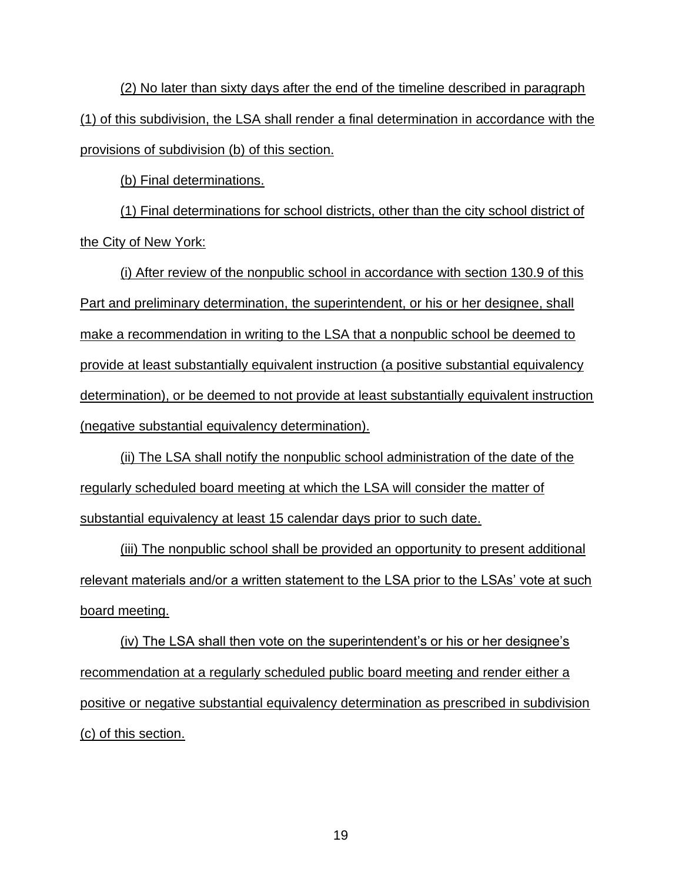(2) No later than sixty days after the end of the timeline described in paragraph (1) of this subdivision, the LSA shall render a final determination in accordance with the provisions of subdivision (b) of this section.

(b) Final determinations.

(1) Final determinations for school districts, other than the city school district of the City of New York:

(i) After review of the nonpublic school in accordance with section 130.9 of this Part and preliminary determination, the superintendent, or his or her designee, shall make a recommendation in writing to the LSA that a nonpublic school be deemed to provide at least substantially equivalent instruction (a positive substantial equivalency determination), or be deemed to not provide at least substantially equivalent instruction (negative substantial equivalency determination).

(ii) The LSA shall notify the nonpublic school administration of the date of the regularly scheduled board meeting at which the LSA will consider the matter of substantial equivalency at least 15 calendar days prior to such date.

(iii) The nonpublic school shall be provided an opportunity to present additional relevant materials and/or a written statement to the LSA prior to the LSAs' vote at such board meeting.

(iv) The LSA shall then vote on the superintendent's or his or her designee's recommendation at a regularly scheduled public board meeting and render either a positive or negative substantial equivalency determination as prescribed in subdivision (c) of this section.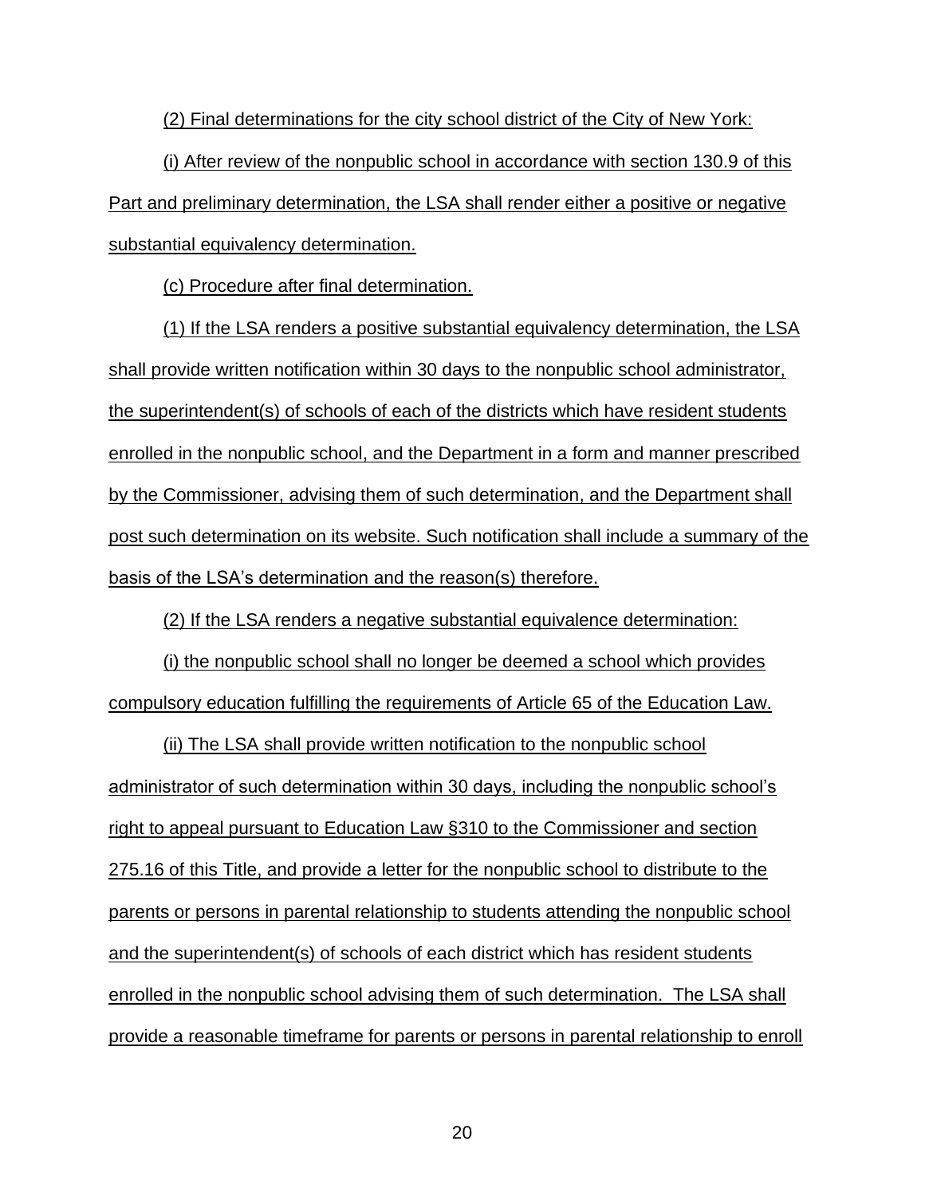(2) Final determinations for the city school district of the City of New York:

(i) After review of the nonpublic school in accordance with section 130.9 of this Part and preliminary determination, the LSA shall render either a positive or negative substantial equivalency determination.

(c) Procedure after final determination.

(1) If the LSA renders a positive substantial equivalency determination, the LSA shall provide written notification within 30 days to the nonpublic school administrator, the superintendent(s) of schools of each of the districts which have resident students enrolled in the nonpublic school, and the Department in a form and manner prescribed by the Commissioner, advising them of such determination, and the Department shall post such determination on its website. Such notification shall include a summary of the basis of the LSA's determination and the reason(s) therefore.

(2) If the LSA renders a negative substantial equivalence determination:

(i) the nonpublic school shall no longer be deemed a school which provides compulsory education fulfilling the requirements of Article 65 of the Education Law.

(ii) The LSA shall provide written notification to the nonpublic school administrator of such determination within 30 days, including the nonpublic school's right to appeal pursuant to Education Law §310 to the Commissioner and section 275.16 of this Title, and provide a letter for the nonpublic school to distribute to the parents or persons in parental relationship to students attending the nonpublic school and the superintendent(s) of schools of each district which has resident students enrolled in the nonpublic school advising them of such determination. The LSA shall provide a reasonable timeframe for parents or persons in parental relationship to enroll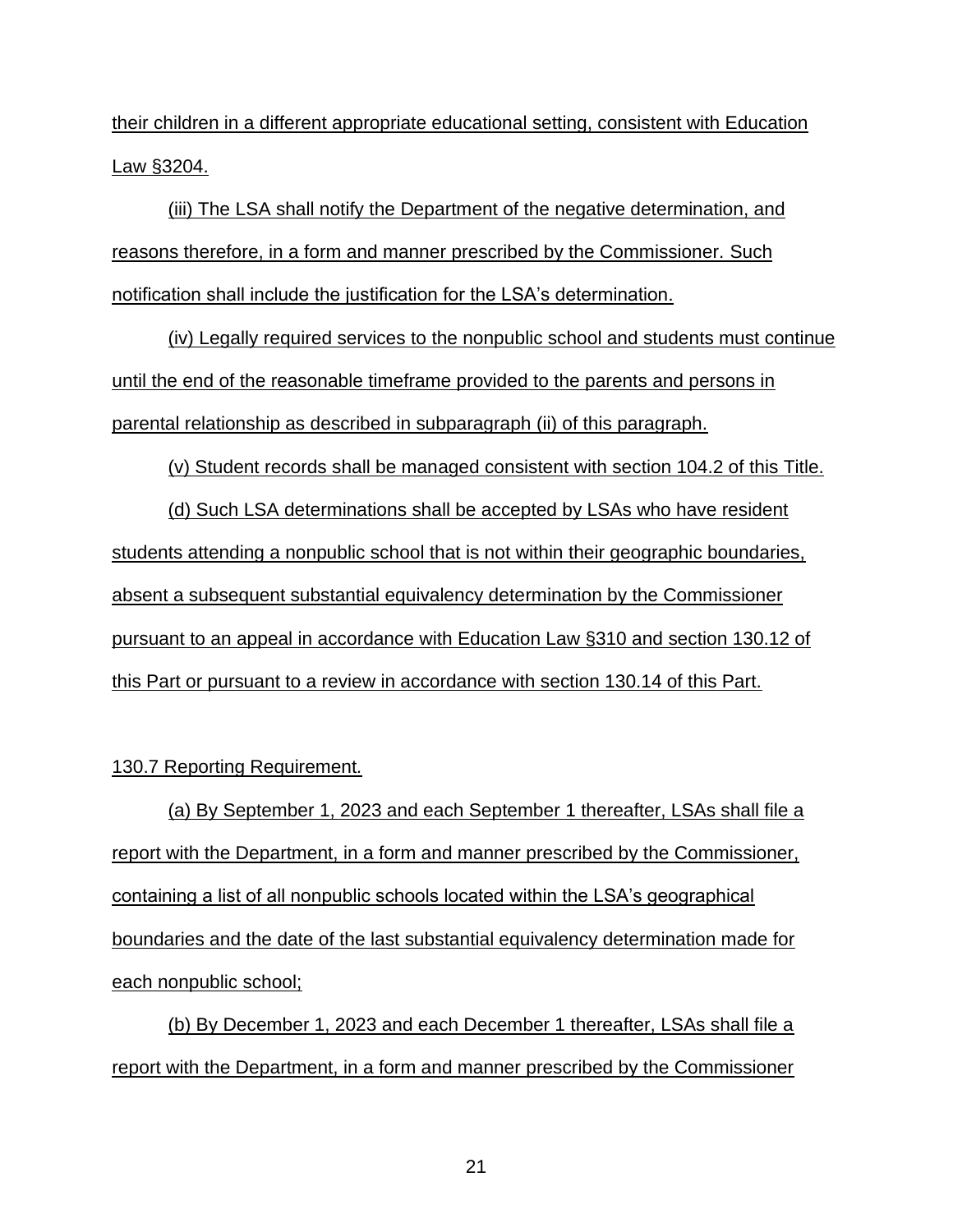their children in a different appropriate educational setting, consistent with Education Law §3204.

(iii) The LSA shall notify the Department of the negative determination, and reasons therefore, in a form and manner prescribed by the Commissioner. Such notification shall include the justification for the LSA's determination.

(iv) Legally required services to the nonpublic school and students must continue until the end of the reasonable timeframe provided to the parents and persons in parental relationship as described in subparagraph (ii) of this paragraph.

(v) Student records shall be managed consistent with section 104.2 of this Title.

(d) Such LSA determinations shall be accepted by LSAs who have resident students attending a nonpublic school that is not within their geographic boundaries, absent a subsequent substantial equivalency determination by the Commissioner pursuant to an appeal in accordance with Education Law §310 and section 130.12 of this Part or pursuant to a review in accordance with section 130.14 of this Part.

130.7 Reporting Requirement.

(a) By September 1, 2023 and each September 1 thereafter, LSAs shall file a report with the Department, in a form and manner prescribed by the Commissioner, containing a list of all nonpublic schools located within the LSA's geographical boundaries and the date of the last substantial equivalency determination made for each nonpublic school;

(b) By December 1, 2023 and each December 1 thereafter, LSAs shall file a report with the Department, in a form and manner prescribed by the Commissioner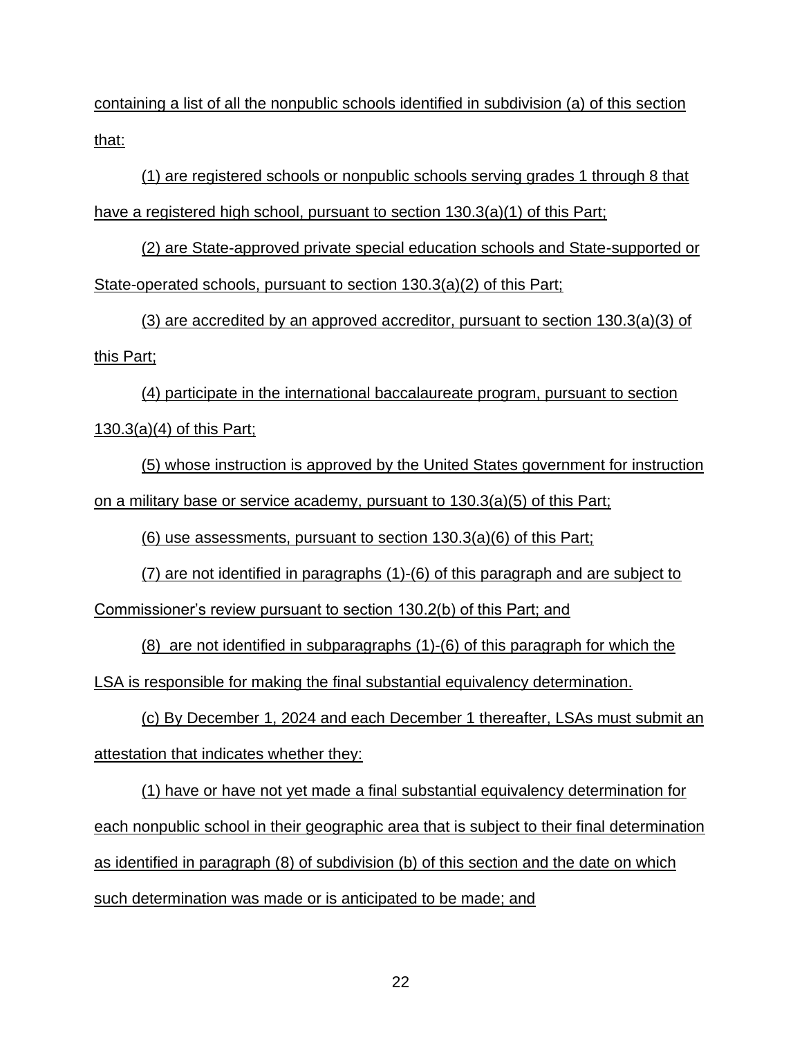containing a list of all the nonpublic schools identified in subdivision (a) of this section that:

(1) are registered schools or nonpublic schools serving grades 1 through 8 that have a registered high school, pursuant to section 130.3(a)(1) of this Part;

(2) are State-approved private special education schools and State-supported or State-operated schools, pursuant to section 130.3(a)(2) of this Part;

(3) are accredited by an approved accreditor, pursuant to section 130.3(a)(3) of this Part;

(4) participate in the international baccalaureate program, pursuant to section 130.3(a)(4) of this Part;

(5) whose instruction is approved by the United States government for instruction on a military base or service academy, pursuant to 130.3(a)(5) of this Part;

(6) use assessments, pursuant to section 130.3(a)(6) of this Part;

(7) are not identified in paragraphs (1)-(6) of this paragraph and are subject to Commissioner's review pursuant to section 130.2(b) of this Part; and

(8) are not identified in subparagraphs (1)-(6) of this paragraph for which the LSA is responsible for making the final substantial equivalency determination.

(c) By December 1, 2024 and each December 1 thereafter, LSAs must submit an attestation that indicates whether they:

(1) have or have not yet made a final substantial equivalency determination for each nonpublic school in their geographic area that is subject to their final determination as identified in paragraph (8) of subdivision (b) of this section and the date on which such determination was made or is anticipated to be made; and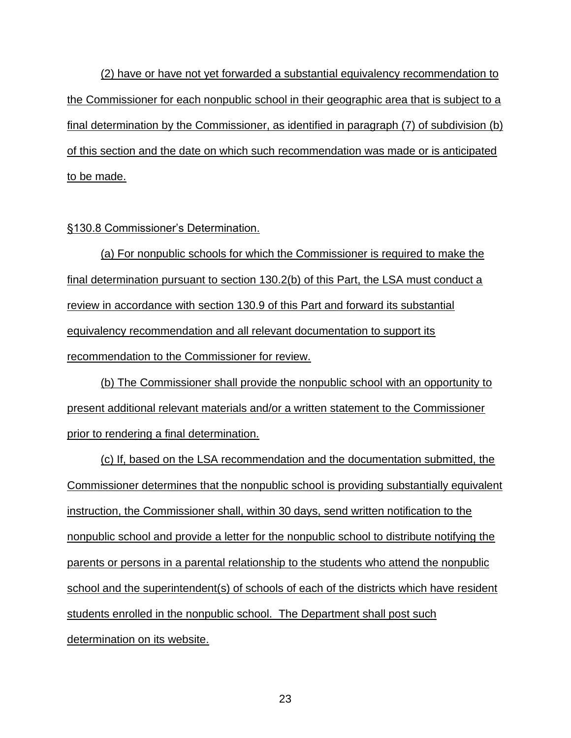(2) have or have not yet forwarded a substantial equivalency recommendation to the Commissioner for each nonpublic school in their geographic area that is subject to a final determination by the Commissioner, as identified in paragraph (7) of subdivision (b) of this section and the date on which such recommendation was made or is anticipated to be made.

§130.8 Commissioner's Determination.

(a) For nonpublic schools for which the Commissioner is required to make the final determination pursuant to section 130.2(b) of this Part, the LSA must conduct a review in accordance with section 130.9 of this Part and forward its substantial equivalency recommendation and all relevant documentation to support its recommendation to the Commissioner for review.

(b) The Commissioner shall provide the nonpublic school with an opportunity to present additional relevant materials and/or a written statement to the Commissioner prior to rendering a final determination.

(c) If, based on the LSA recommendation and the documentation submitted, the Commissioner determines that the nonpublic school is providing substantially equivalent instruction, the Commissioner shall, within 30 days, send written notification to the nonpublic school and provide a letter for the nonpublic school to distribute notifying the parents or persons in a parental relationship to the students who attend the nonpublic school and the superintendent(s) of schools of each of the districts which have resident students enrolled in the nonpublic school. The Department shall post such determination on its website.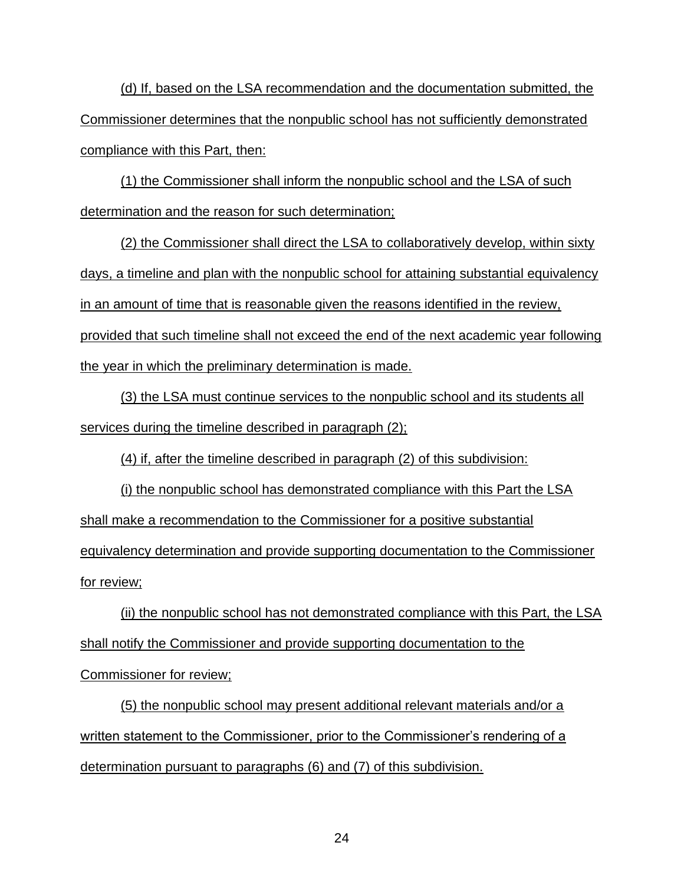(d) If, based on the LSA recommendation and the documentation submitted, the Commissioner determines that the nonpublic school has not sufficiently demonstrated compliance with this Part, then:

(1) the Commissioner shall inform the nonpublic school and the LSA of such determination and the reason for such determination;

(2) the Commissioner shall direct the LSA to collaboratively develop, within sixty days, a timeline and plan with the nonpublic school for attaining substantial equivalency in an amount of time that is reasonable given the reasons identified in the review, provided that such timeline shall not exceed the end of the next academic year following the year in which the preliminary determination is made.

(3) the LSA must continue services to the nonpublic school and its students all services during the timeline described in paragraph (2);

(4) if, after the timeline described in paragraph (2) of this subdivision:

(i) the nonpublic school has demonstrated compliance with this Part the LSA shall make a recommendation to the Commissioner for a positive substantial equivalency determination and provide supporting documentation to the Commissioner for review;

(ii) the nonpublic school has not demonstrated compliance with this Part, the LSA shall notify the Commissioner and provide supporting documentation to the Commissioner for review;

(5) the nonpublic school may present additional relevant materials and/or a written statement to the Commissioner, prior to the Commissioner's rendering of a determination pursuant to paragraphs (6) and (7) of this subdivision.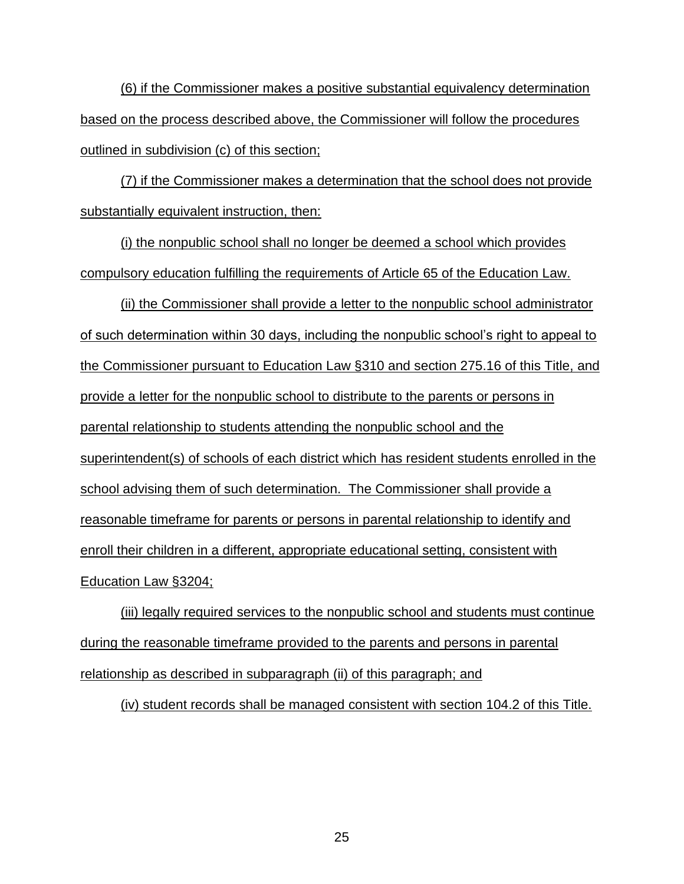(6) if the Commissioner makes a positive substantial equivalency determination based on the process described above, the Commissioner will follow the procedures outlined in subdivision (c) of this section;

(7) if the Commissioner makes a determination that the school does not provide substantially equivalent instruction, then:

(i) the nonpublic school shall no longer be deemed a school which provides compulsory education fulfilling the requirements of Article 65 of the Education Law.

(ii) the Commissioner shall provide a letter to the nonpublic school administrator of such determination within 30 days, including the nonpublic school's right to appeal to the Commissioner pursuant to Education Law §310 and section 275.16 of this Title, and provide a letter for the nonpublic school to distribute to the parents or persons in parental relationship to students attending the nonpublic school and the superintendent(s) of schools of each district which has resident students enrolled in the school advising them of such determination. The Commissioner shall provide a reasonable timeframe for parents or persons in parental relationship to identify and enroll their children in a different, appropriate educational setting, consistent with Education Law §3204;

(iii) legally required services to the nonpublic school and students must continue during the reasonable timeframe provided to the parents and persons in parental relationship as described in subparagraph (ii) of this paragraph; and

(iv) student records shall be managed consistent with section 104.2 of this Title.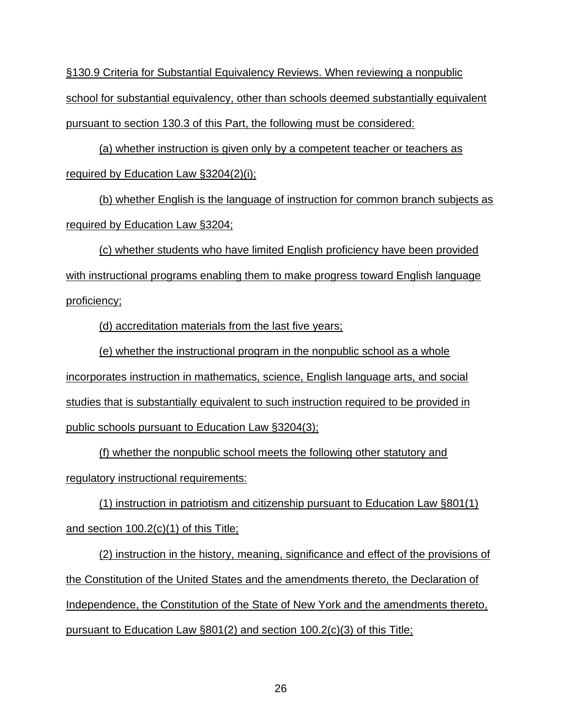§130.9 Criteria for Substantial Equivalency Reviews. When reviewing a nonpublic school for substantial equivalency, other than schools deemed substantially equivalent pursuant to section 130.3 of this Part, the following must be considered:

(a) whether instruction is given only by a competent teacher or teachers as required by Education Law §3204(2)(i);

(b) whether English is the language of instruction for common branch subjects as required by Education Law §3204;

(c) whether students who have limited English proficiency have been provided with instructional programs enabling them to make progress toward English language proficiency;

(d) accreditation materials from the last five years;

(e) whether the instructional program in the nonpublic school as a whole incorporates instruction in mathematics, science, English language arts, and social studies that is substantially equivalent to such instruction required to be provided in public schools pursuant to Education Law §3204(3);

(f) whether the nonpublic school meets the following other statutory and regulatory instructional requirements:

(1) instruction in patriotism and citizenship pursuant to Education Law §801(1) and section 100.2(c)(1) of this Title;

(2) instruction in the history, meaning, significance and effect of the provisions of the Constitution of the United States and the amendments thereto, the Declaration of Independence, the Constitution of the State of New York and the amendments thereto, pursuant to Education Law §801(2) and section 100.2(c)(3) of this Title;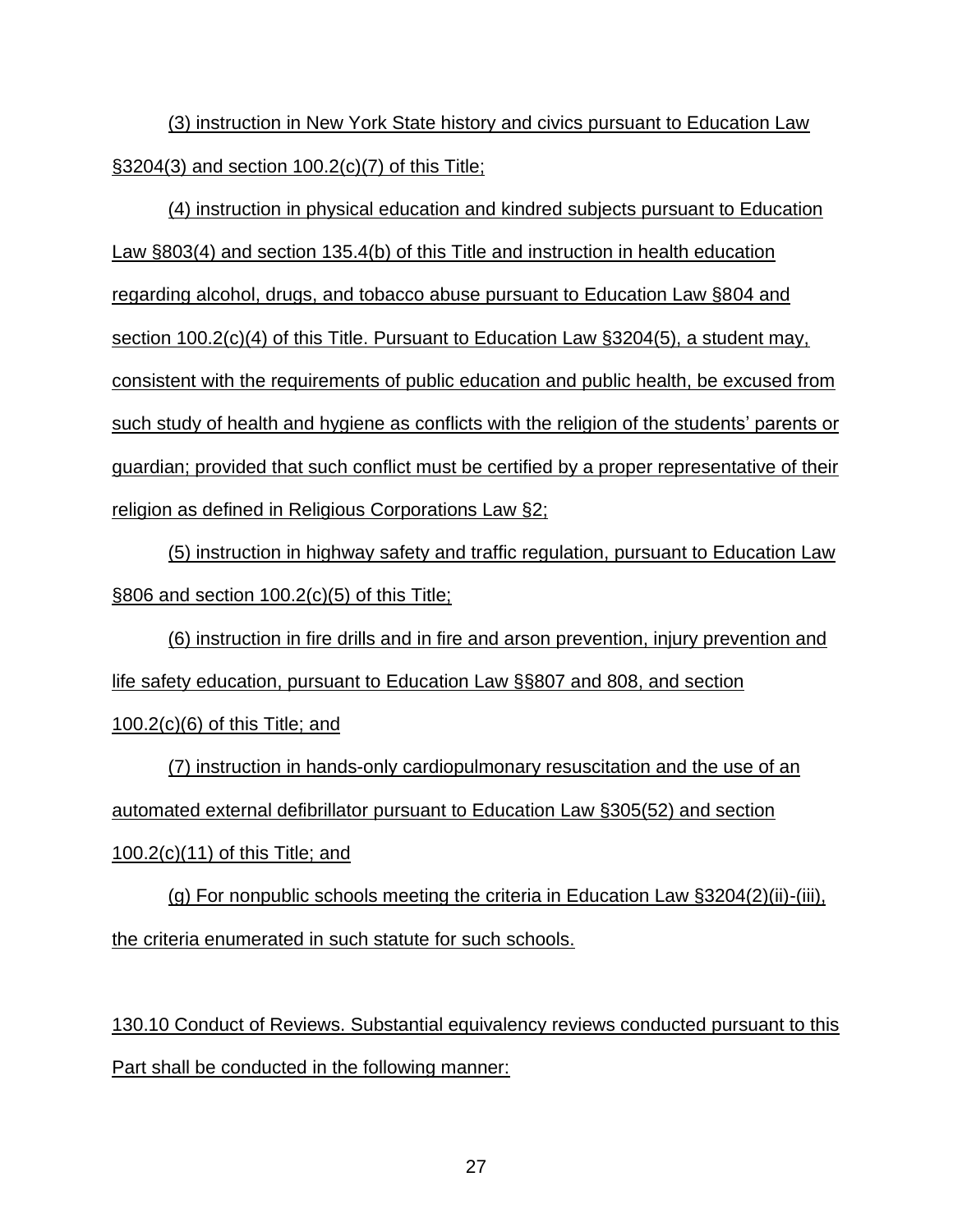(3) instruction in New York State history and civics pursuant to Education Law §3204(3) and section 100.2(c)(7) of this Title;

(4) instruction in physical education and kindred subjects pursuant to Education Law §803(4) and section 135.4(b) of this Title and instruction in health education regarding alcohol, drugs, and tobacco abuse pursuant to Education Law §804 and section 100.2(c)(4) of this Title. Pursuant to Education Law §3204(5), a student may, consistent with the requirements of public education and public health, be excused from such study of health and hygiene as conflicts with the religion of the students' parents or guardian; provided that such conflict must be certified by a proper representative of their religion as defined in Religious Corporations Law §2;

(5) instruction in highway safety and traffic regulation, pursuant to Education Law §806 and section 100.2(c)(5) of this Title;

(6) instruction in fire drills and in fire and arson prevention, injury prevention and life safety education, pursuant to Education Law §§807 and 808, and section 100.2(c)(6) of this Title; and

(7) instruction in hands-only cardiopulmonary resuscitation and the use of an automated external defibrillator pursuant to Education Law §305(52) and section 100.2(c)(11) of this Title; and

(g) For nonpublic schools meeting the criteria in Education Law §3204(2)(ii)-(iii), the criteria enumerated in such statute for such schools.

130.10 Conduct of Reviews. Substantial equivalency reviews conducted pursuant to this Part shall be conducted in the following manner: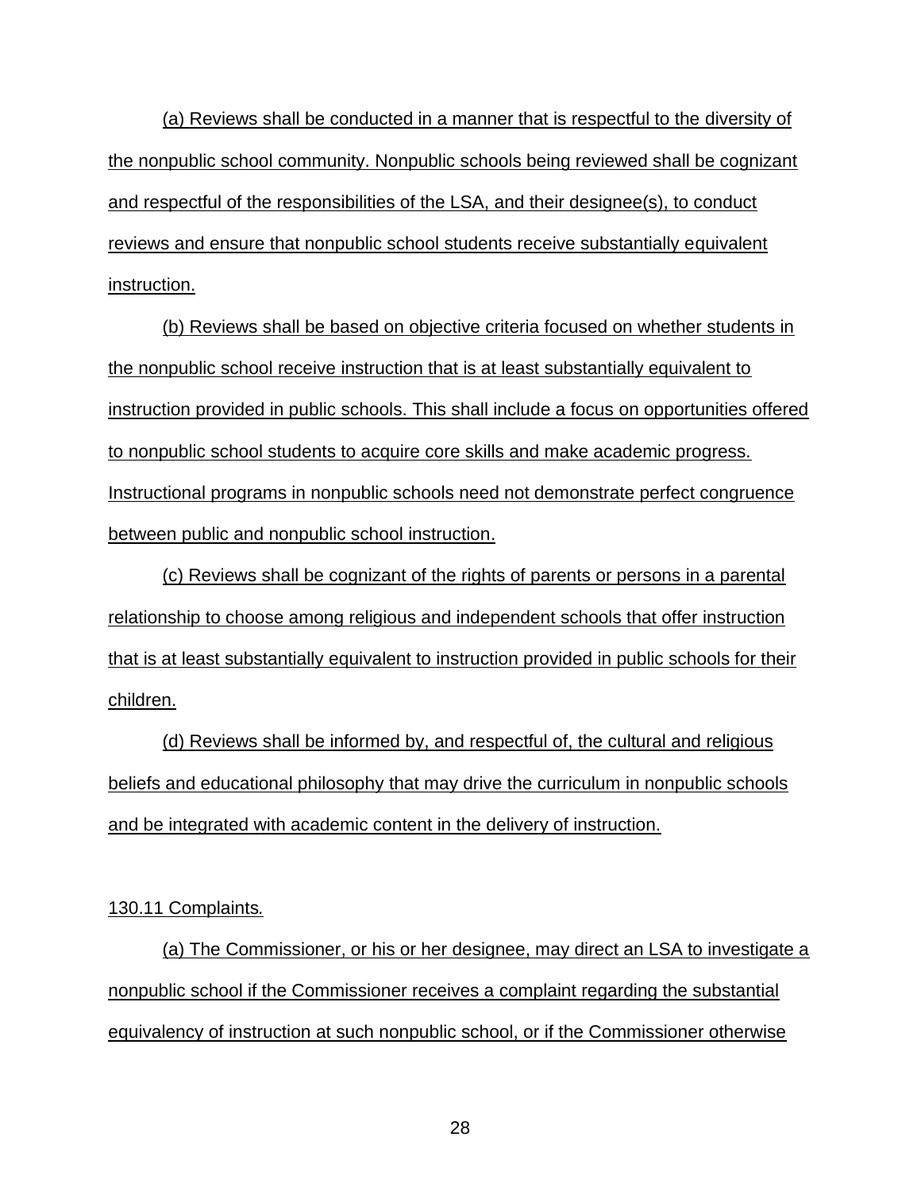(a) Reviews shall be conducted in a manner that is respectful to the diversity of the nonpublic school community. Nonpublic schools being reviewed shall be cognizant and respectful of the responsibilities of the LSA, and their designee(s), to conduct reviews and ensure that nonpublic school students receive substantially equivalent instruction.

(b) Reviews shall be based on objective criteria focused on whether students in the nonpublic school receive instruction that is at least substantially equivalent to instruction provided in public schools. This shall include a focus on opportunities offered to nonpublic school students to acquire core skills and make academic progress. Instructional programs in nonpublic schools need not demonstrate perfect congruence between public and nonpublic school instruction.

(c) Reviews shall be cognizant of the rights of parents or persons in a parental relationship to choose among religious and independent schools that offer instruction that is at least substantially equivalent to instruction provided in public schools for their children.

(d) Reviews shall be informed by, and respectful of, the cultural and religious beliefs and educational philosophy that may drive the curriculum in nonpublic schools and be integrated with academic content in the delivery of instruction.

130.11 Complaints.

(a) The Commissioner, or his or her designee, may direct an LSA to investigate a nonpublic school if the Commissioner receives a complaint regarding the substantial equivalency of instruction at such nonpublic school, or if the Commissioner otherwise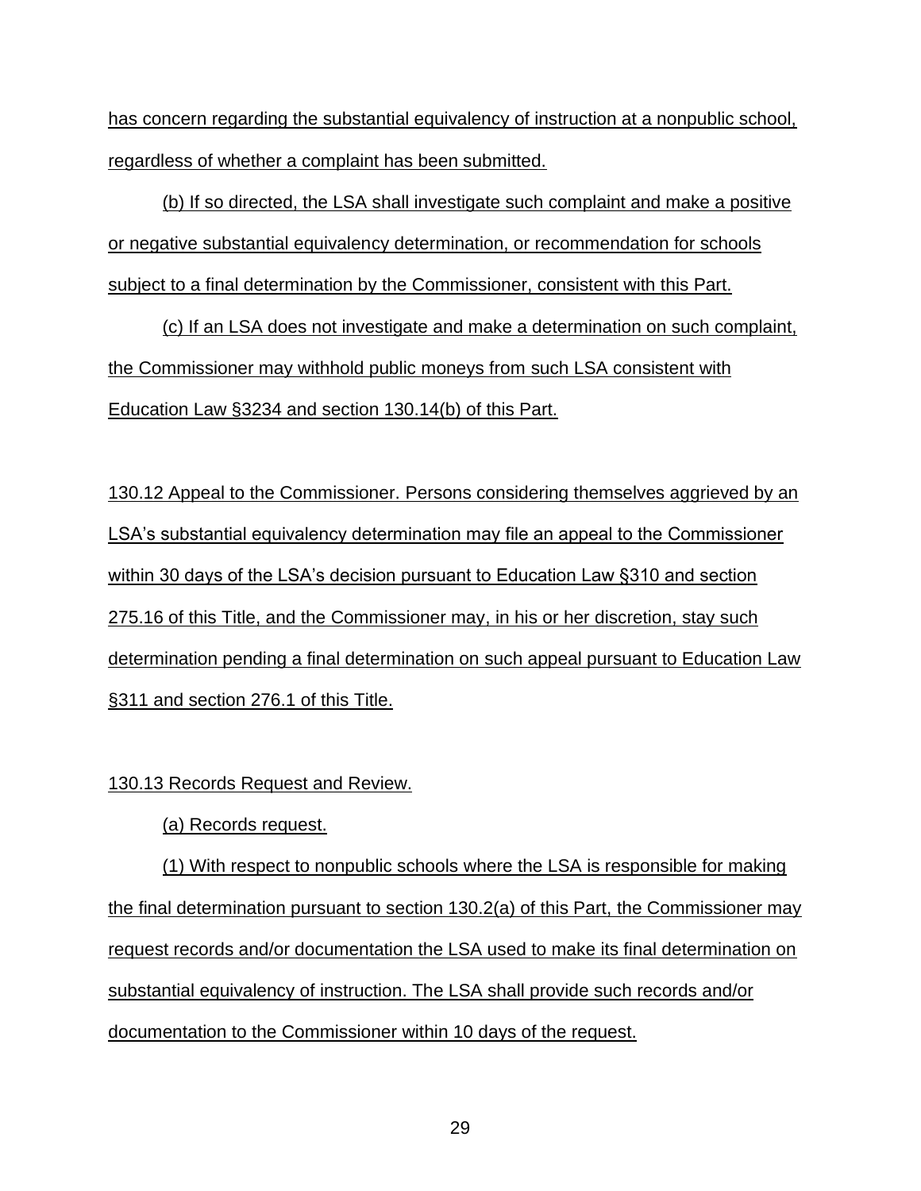has concern regarding the substantial equivalency of instruction at a nonpublic school, regardless of whether a complaint has been submitted.

(b) If so directed, the LSA shall investigate such complaint and make a positive or negative substantial equivalency determination, or recommendation for schools subject to a final determination by the Commissioner, consistent with this Part.

(c) If an LSA does not investigate and make a determination on such complaint, the Commissioner may withhold public moneys from such LSA consistent with Education Law §3234 and section 130.14(b) of this Part.

130.12 Appeal to the Commissioner. Persons considering themselves aggrieved by an LSA's substantial equivalency determination may file an appeal to the Commissioner within 30 days of the LSA's decision pursuant to Education Law §310 and section 275.16 of this Title, and the Commissioner may, in his or her discretion, stay such determination pending a final determination on such appeal pursuant to Education Law §311 and section 276.1 of this Title.

130.13 Records Request and Review.

(a) Records request.

(1) With respect to nonpublic schools where the LSA is responsible for making the final determination pursuant to section 130.2(a) of this Part, the Commissioner may request records and/or documentation the LSA used to make its final determination on substantial equivalency of instruction. The LSA shall provide such records and/or documentation to the Commissioner within 10 days of the request.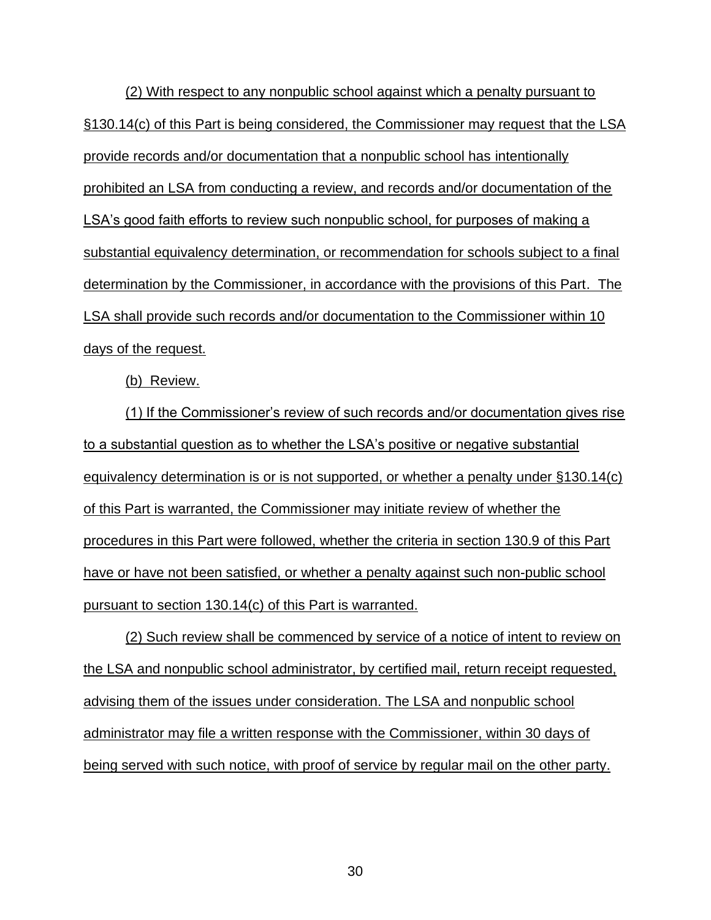(2) With respect to any nonpublic school against which a penalty pursuant to §130.14(c) of this Part is being considered, the Commissioner may request that the LSA provide records and/or documentation that a nonpublic school has intentionally prohibited an LSA from conducting a review, and records and/or documentation of the LSA's good faith efforts to review such nonpublic school, for purposes of making a substantial equivalency determination, or recommendation for schools subject to a final determination by the Commissioner, in accordance with the provisions of this Part. The LSA shall provide such records and/or documentation to the Commissioner within 10 days of the request.

(b) Review.

(1) If the Commissioner's review of such records and/or documentation gives rise to a substantial question as to whether the LSA's positive or negative substantial equivalency determination is or is not supported, or whether a penalty under §130.14(c) of this Part is warranted, the Commissioner may initiate review of whether the procedures in this Part were followed, whether the criteria in section 130.9 of this Part have or have not been satisfied, or whether a penalty against such non-public school pursuant to section 130.14(c) of this Part is warranted.

(2) Such review shall be commenced by service of a notice of intent to review on the LSA and nonpublic school administrator, by certified mail, return receipt requested, advising them of the issues under consideration. The LSA and nonpublic school administrator may file a written response with the Commissioner, within 30 days of being served with such notice, with proof of service by regular mail on the other party.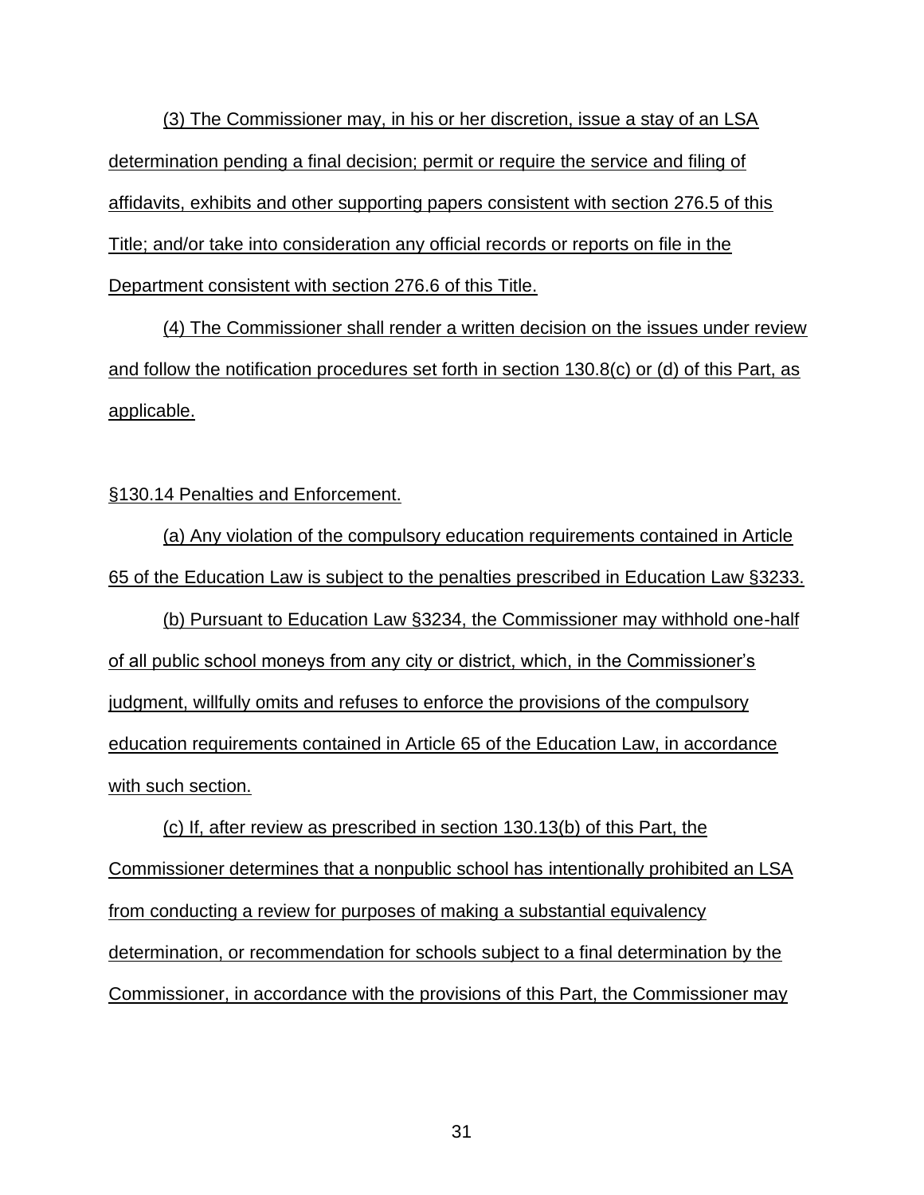(3) The Commissioner may, in his or her discretion, issue a stay of an LSA determination pending a final decision; permit or require the service and filing of affidavits, exhibits and other supporting papers consistent with section 276.5 of this Title; and/or take into consideration any official records or reports on file in the Department consistent with section 276.6 of this Title.

(4) The Commissioner shall render a written decision on the issues under review and follow the notification procedures set forth in section 130.8(c) or (d) of this Part, as applicable.

§130.14 Penalties and Enforcement.

(a) Any violation of the compulsory education requirements contained in Article 65 of the Education Law is subject to the penalties prescribed in Education Law §3233.

(b) Pursuant to Education Law §3234, the Commissioner may withhold one-half of all public school moneys from any city or district, which, in the Commissioner's judgment, willfully omits and refuses to enforce the provisions of the compulsory education requirements contained in Article 65 of the Education Law, in accordance with such section.

(c) If, after review as prescribed in section 130.13(b) of this Part, the Commissioner determines that a nonpublic school has intentionally prohibited an LSA from conducting a review for purposes of making a substantial equivalency determination, or recommendation for schools subject to a final determination by the Commissioner, in accordance with the provisions of this Part, the Commissioner may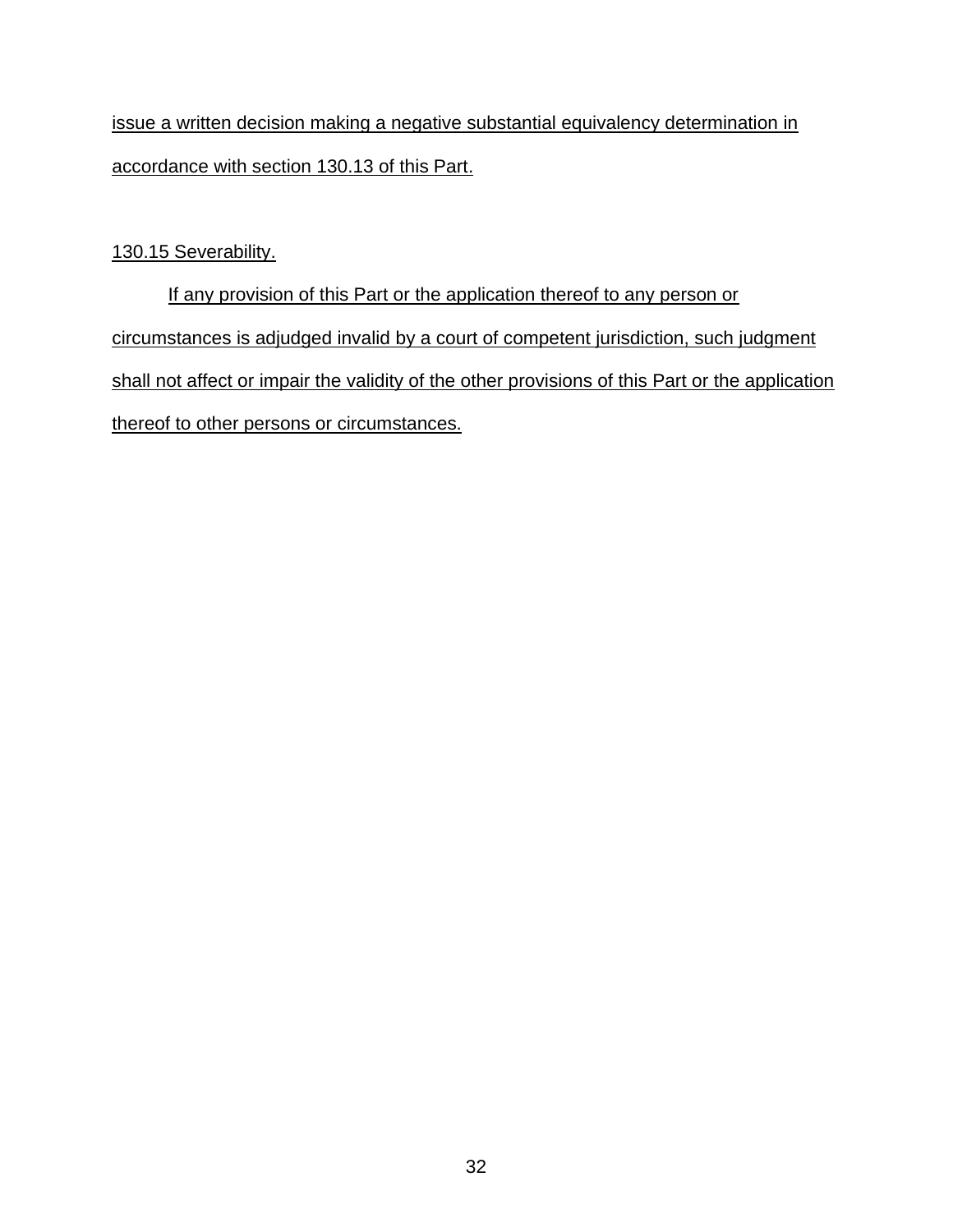issue a written decision making a negative substantial equivalency determination in accordance with section 130.13 of this Part.

130.15 Severability.

If any provision of this Part or the application thereof to any person or circumstances is adjudged invalid by a court of competent jurisdiction, such judgment shall not affect or impair the validity of the other provisions of this Part or the application thereof to other persons or circumstances.